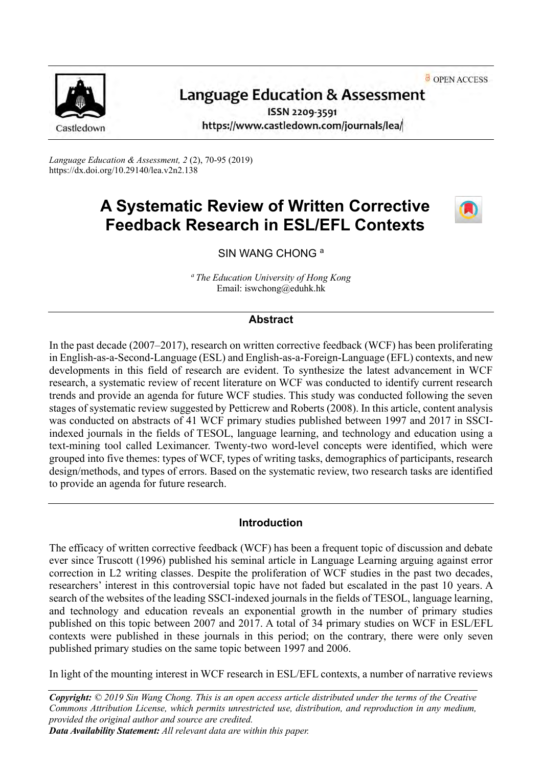Language Education & Assessment

ISSN 2209-3591

https://www.castledown.com/journals/lea/

OPEN ACCESS

*Language Education & Assessment, 2* (2), 70-95 (2019)
https://dx.doi.org/10.29140/lea.v2n2.138

# A Systematic Review of Written Corrective Feedback Research in ESL/EFL Contexts

SIN WANG CHONG [a]

[a] *The Education University of Hong Kong*
Email: iswchong@eduhk.hk

## Abstract

In the past decade (2007–2017), research on written corrective feedback (WCF) has been proliferating in English-as-a-Second-Language (ESL) and English-as-a-Foreign-Language (EFL) contexts, and new developments in this field of research are evident. To synthesize the latest advancement in WCF research, a systematic review of recent literature on WCF was conducted to identify current research trends and provide an agenda for future WCF studies. This study was conducted following the seven stages of systematic review suggested by Petticrew and Roberts (2008). In this article, content analysis was conducted on abstracts of 41 WCF primary studies published between 1997 and 2017 in SSCI-indexed journals in the fields of TESOL, language learning, and technology and education using a text-mining tool called Leximancer. Twenty-two word-level concepts were identified, which were grouped into five themes: types of WCF, types of writing tasks, demographics of participants, research design/methods, and types of errors. Based on the systematic review, two research tasks are identified to provide an agenda for future research.

## Introduction

The efficacy of written corrective feedback (WCF) has been a frequent topic of discussion and debate ever since Truscott (1996) published his seminal article in Language Learning arguing against error correction in L2 writing classes. Despite the proliferation of WCF studies in the past two decades, researchers' interest in this controversial topic have not faded but escalated in the past 10 years. A search of the websites of the leading SSCI-indexed journals in the fields of TESOL, language learning, and technology and education reveals an exponential growth in the number of primary studies published on this topic between 2007 and 2017. A total of 34 primary studies on WCF in ESL/EFL contexts were published in these journals in this period; on the contrary, there were only seven published primary studies on the same topic between 1997 and 2006.

In light of the mounting interest in WCF research in ESL/EFL contexts, a number of narrative reviews

***Copyright:*** *© 2019 Sin Wang Chong. This is an open access article distributed under the terms of the Creative Commons Attribution License, which permits unrestricted use, distribution, and reproduction in any medium, provided the original author and source are credited.*
***Data Availability Statement:*** *All relevant data are within this paper.*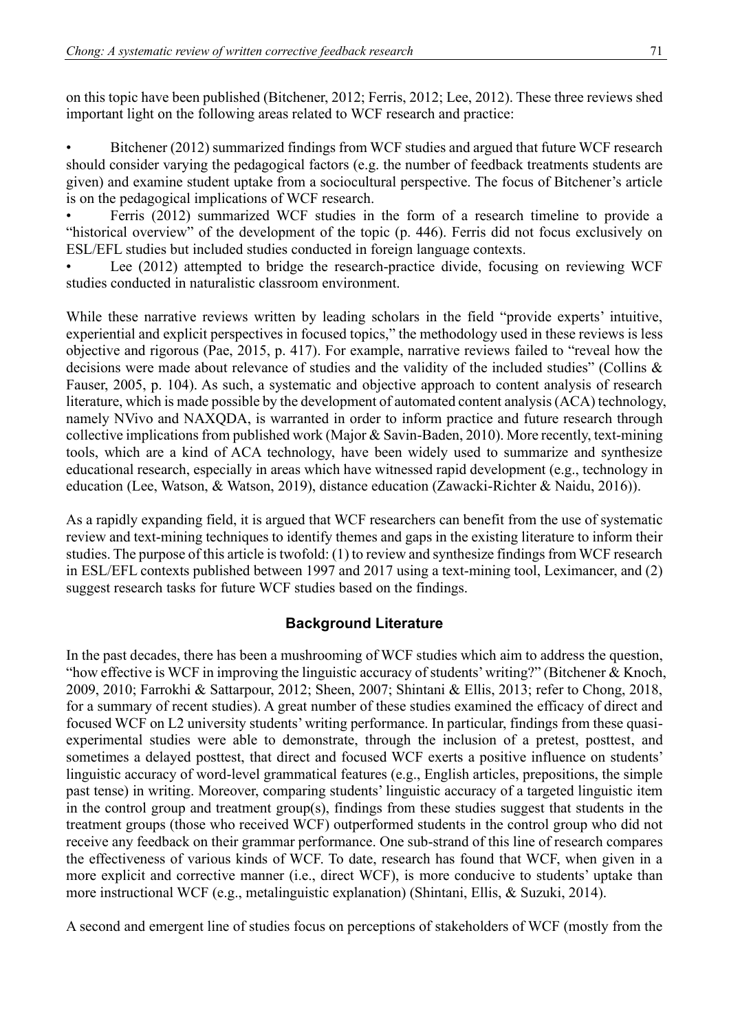on this topic have been published (Bitchener, 2012; Ferris, 2012; Lee, 2012). These three reviews shed important light on the following areas related to WCF research and practice:

- Bitchener (2012) summarized findings from WCF studies and argued that future WCF research should consider varying the pedagogical factors (e.g. the number of feedback treatments students are given) and examine student uptake from a sociocultural perspective. The focus of Bitchener's article is on the pedagogical implications of WCF research.
- Ferris (2012) summarized WCF studies in the form of a research timeline to provide a "historical overview" of the development of the topic (p. 446). Ferris did not focus exclusively on ESL/EFL studies but included studies conducted in foreign language contexts.
- Lee (2012) attempted to bridge the research-practice divide, focusing on reviewing WCF studies conducted in naturalistic classroom environment.

While these narrative reviews written by leading scholars in the field "provide experts' intuitive, experiential and explicit perspectives in focused topics," the methodology used in these reviews is less objective and rigorous (Pae, 2015, p. 417). For example, narrative reviews failed to "reveal how the decisions were made about relevance of studies and the validity of the included studies" (Collins & Fauser, 2005, p. 104). As such, a systematic and objective approach to content analysis of research literature, which is made possible by the development of automated content analysis (ACA) technology, namely NVivo and NAXQDA, is warranted in order to inform practice and future research through collective implications from published work (Major & Savin-Baden, 2010). More recently, text-mining tools, which are a kind of ACA technology, have been widely used to summarize and synthesize educational research, especially in areas which have witnessed rapid development (e.g., technology in education (Lee, Watson, & Watson, 2019), distance education (Zawacki-Richter & Naidu, 2016)).

As a rapidly expanding field, it is argued that WCF researchers can benefit from the use of systematic review and text-mining techniques to identify themes and gaps in the existing literature to inform their studies. The purpose of this article is twofold: (1) to review and synthesize findings from WCF research in ESL/EFL contexts published between 1997 and 2017 using a text-mining tool, Leximancer, and (2) suggest research tasks for future WCF studies based on the findings.

## Background Literature

In the past decades, there has been a mushrooming of WCF studies which aim to address the question, "how effective is WCF in improving the linguistic accuracy of students' writing?" (Bitchener & Knoch, 2009, 2010; Farrokhi & Sattarpour, 2012; Sheen, 2007; Shintani & Ellis, 2013; refer to Chong, 2018, for a summary of recent studies). A great number of these studies examined the efficacy of direct and focused WCF on L2 university students' writing performance. In particular, findings from these quasi-experimental studies were able to demonstrate, through the inclusion of a pretest, posttest, and sometimes a delayed posttest, that direct and focused WCF exerts a positive influence on students' linguistic accuracy of word-level grammatical features (e.g., English articles, prepositions, the simple past tense) in writing. Moreover, comparing students' linguistic accuracy of a targeted linguistic item in the control group and treatment group(s), findings from these studies suggest that students in the treatment groups (those who received WCF) outperformed students in the control group who did not receive any feedback on their grammar performance. One sub-strand of this line of research compares the effectiveness of various kinds of WCF. To date, research has found that WCF, when given in a more explicit and corrective manner (i.e., direct WCF), is more conducive to students' uptake than more instructional WCF (e.g., metalinguistic explanation) (Shintani, Ellis, & Suzuki, 2014).

A second and emergent line of studies focus on perceptions of stakeholders of WCF (mostly from the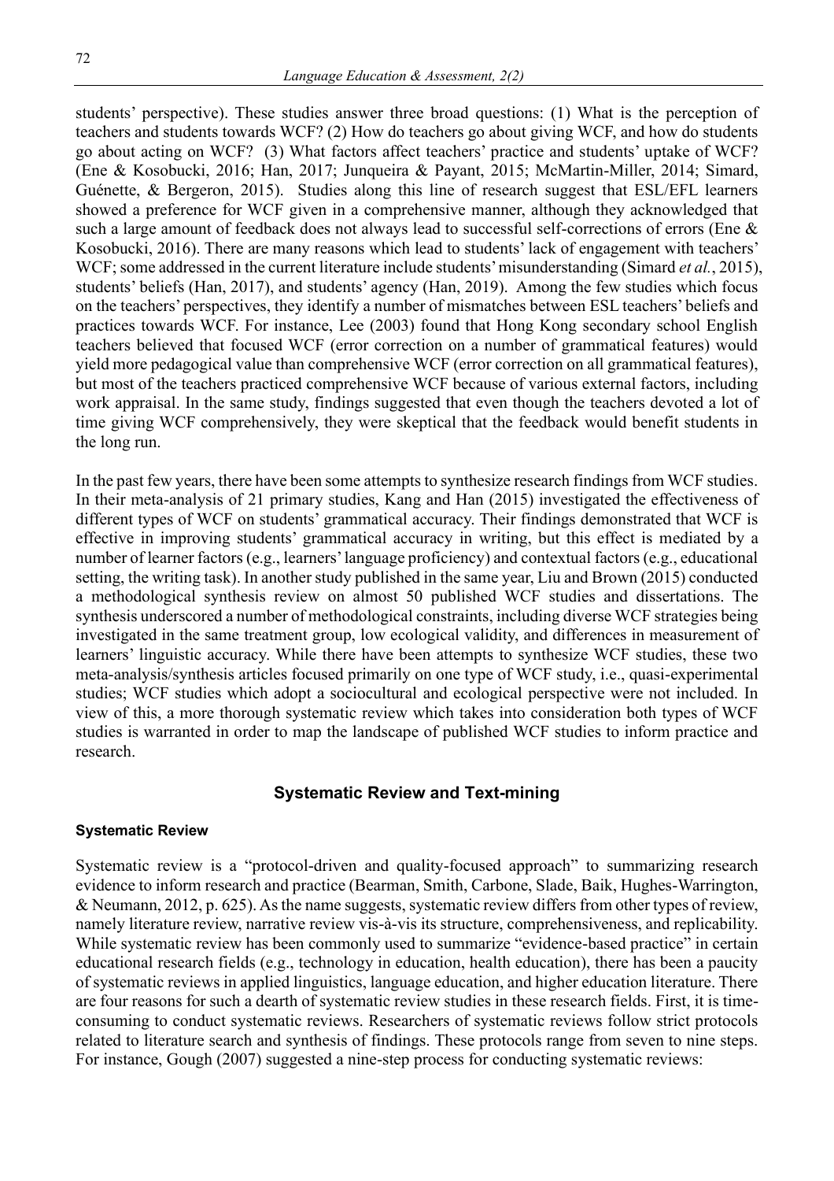students' perspective). These studies answer three broad questions: (1) What is the perception of teachers and students towards WCF? (2) How do teachers go about giving WCF, and how do students go about acting on WCF? (3) What factors affect teachers' practice and students' uptake of WCF? (Ene & Kosobucki, 2016; Han, 2017; Junqueira & Payant, 2015; McMartin-Miller, 2014; Simard, Guénette, & Bergeron, 2015). Studies along this line of research suggest that ESL/EFL learners showed a preference for WCF given in a comprehensive manner, although they acknowledged that such a large amount of feedback does not always lead to successful self-corrections of errors (Ene & Kosobucki, 2016). There are many reasons which lead to students' lack of engagement with teachers' WCF; some addressed in the current literature include students' misunderstanding (Simard *et al.*, 2015), students' beliefs (Han, 2017), and students' agency (Han, 2019). Among the few studies which focus on the teachers' perspectives, they identify a number of mismatches between ESL teachers' beliefs and practices towards WCF. For instance, Lee (2003) found that Hong Kong secondary school English teachers believed that focused WCF (error correction on a number of grammatical features) would yield more pedagogical value than comprehensive WCF (error correction on all grammatical features), but most of the teachers practiced comprehensive WCF because of various external factors, including work appraisal. In the same study, findings suggested that even though the teachers devoted a lot of time giving WCF comprehensively, they were skeptical that the feedback would benefit students in the long run.

In the past few years, there have been some attempts to synthesize research findings from WCF studies. In their meta-analysis of 21 primary studies, Kang and Han (2015) investigated the effectiveness of different types of WCF on students' grammatical accuracy. Their findings demonstrated that WCF is effective in improving students' grammatical accuracy in writing, but this effect is mediated by a number of learner factors (e.g., learners' language proficiency) and contextual factors (e.g., educational setting, the writing task). In another study published in the same year, Liu and Brown (2015) conducted a methodological synthesis review on almost 50 published WCF studies and dissertations. The synthesis underscored a number of methodological constraints, including diverse WCF strategies being investigated in the same treatment group, low ecological validity, and differences in measurement of learners' linguistic accuracy. While there have been attempts to synthesize WCF studies, these two meta-analysis/synthesis articles focused primarily on one type of WCF study, i.e., quasi-experimental studies; WCF studies which adopt a sociocultural and ecological perspective were not included. In view of this, a more thorough systematic review which takes into consideration both types of WCF studies is warranted in order to map the landscape of published WCF studies to inform practice and research.

## Systematic Review and Text-mining

### Systematic Review

Systematic review is a "protocol-driven and quality-focused approach" to summarizing research evidence to inform research and practice (Bearman, Smith, Carbone, Slade, Baik, Hughes-Warrington, & Neumann, 2012, p. 625). As the name suggests, systematic review differs from other types of review, namely literature review, narrative review vis-à-vis its structure, comprehensiveness, and replicability. While systematic review has been commonly used to summarize "evidence-based practice" in certain educational research fields (e.g., technology in education, health education), there has been a paucity of systematic reviews in applied linguistics, language education, and higher education literature. There are four reasons for such a dearth of systematic review studies in these research fields. First, it is time-consuming to conduct systematic reviews. Researchers of systematic reviews follow strict protocols related to literature search and synthesis of findings. These protocols range from seven to nine steps. For instance, Gough (2007) suggested a nine-step process for conducting systematic reviews: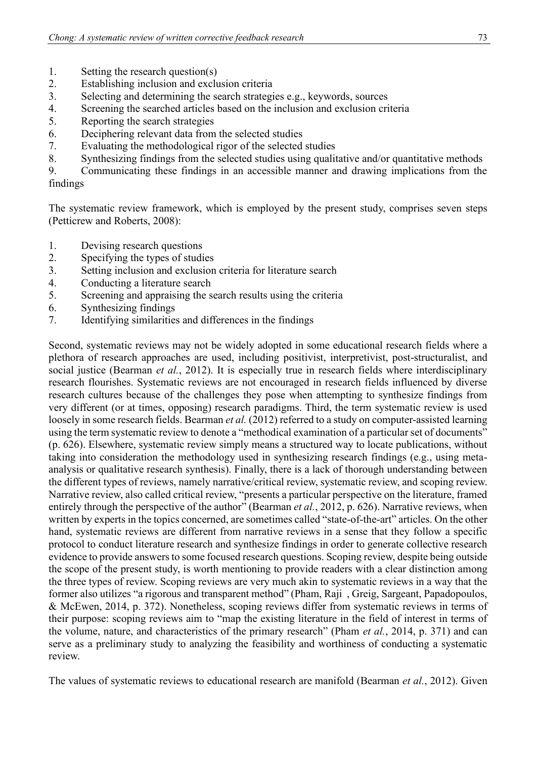1. Setting the research question(s)
2. Establishing inclusion and exclusion criteria
3. Selecting and determining the search strategies e.g., keywords, sources
4. Screening the searched articles based on the inclusion and exclusion criteria
5. Reporting the search strategies
6. Deciphering relevant data from the selected studies
7. Evaluating the methodological rigor of the selected studies
8. Synthesizing findings from the selected studies using qualitative and/or quantitative methods
9. Communicating these findings in an accessible manner and drawing implications from the findings

The systematic review framework, which is employed by the present study, comprises seven steps (Petticrew and Roberts, 2008):

1. Devising research questions
2. Specifying the types of studies
3. Setting inclusion and exclusion criteria for literature search
4. Conducting a literature search
5. Screening and appraising the search results using the criteria
6. Synthesizing findings
7. Identifying similarities and differences in the findings

Second, systematic reviews may not be widely adopted in some educational research fields where a plethora of research approaches are used, including positivist, interpretivist, post-structuralist, and social justice (Bearman *et al.*, 2012). It is especially true in research fields where interdisciplinary research flourishes. Systematic reviews are not encouraged in research fields influenced by diverse research cultures because of the challenges they pose when attempting to synthesize findings from very different (or at times, opposing) research paradigms. Third, the term systematic review is used loosely in some research fields. Bearman *et al.* (2012) referred to a study on computer-assisted learning using the term systematic review to denote a "methodical examination of a particular set of documents" (p. 626). Elsewhere, systematic review simply means a structured way to locate publications, without taking into consideration the methodology used in synthesizing research findings (e.g., using meta-analysis or qualitative research synthesis). Finally, there is a lack of thorough understanding between the different types of reviews, namely narrative/critical review, systematic review, and scoping review. Narrative review, also called critical review, "presents a particular perspective on the literature, framed entirely through the perspective of the author" (Bearman *et al.*, 2012, p. 626). Narrative reviews, when written by experts in the topics concerned, are sometimes called "state-of-the-art" articles. On the other hand, systematic reviews are different from narrative reviews in a sense that they follow a specific protocol to conduct literature research and synthesize findings in order to generate collective research evidence to provide answers to some focused research questions. Scoping review, despite being outside the scope of the present study, is worth mentioning to provide readers with a clear distinction among the three types of review. Scoping reviews are very much akin to systematic reviews in a way that the former also utilizes "a rigorous and transparent method" (Pham, Raji , Greig, Sargeant, Papadopoulos, & McEwen, 2014, p. 372). Nonetheless, scoping reviews differ from systematic reviews in terms of their purpose: scoping reviews aim to "map the existing literature in the field of interest in terms of the volume, nature, and characteristics of the primary research" (Pham *et al.*, 2014, p. 371) and can serve as a preliminary study to analyzing the feasibility and worthiness of conducting a systematic review.

The values of systematic reviews to educational research are manifold (Bearman *et al.*, 2012). Given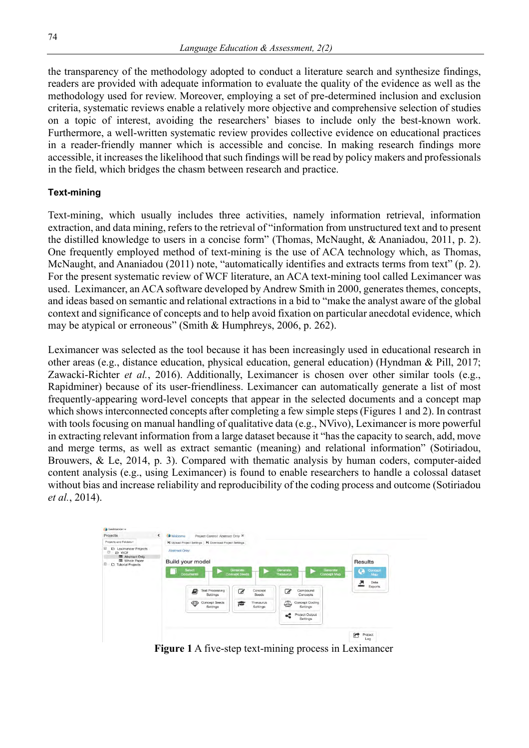the transparency of the methodology adopted to conduct a literature search and synthesize findings, readers are provided with adequate information to evaluate the quality of the evidence as well as the methodology used for review. Moreover, employing a set of pre-determined inclusion and exclusion criteria, systematic reviews enable a relatively more objective and comprehensive selection of studies on a topic of interest, avoiding the researchers' biases to include only the best-known work. Furthermore, a well-written systematic review provides collective evidence on educational practices in a reader-friendly manner which is accessible and concise. In making research findings more accessible, it increases the likelihood that such findings will be read by policy makers and professionals in the field, which bridges the chasm between research and practice.

### Text-mining

Text-mining, which usually includes three activities, namely information retrieval, information extraction, and data mining, refers to the retrieval of "information from unstructured text and to present the distilled knowledge to users in a concise form" (Thomas, McNaught, & Ananiadou, 2011, p. 2). One frequently employed method of text-mining is the use of ACA technology which, as Thomas, McNaught, and Ananiadou (2011) note, "automatically identifies and extracts terms from text" (p. 2). For the present systematic review of WCF literature, an ACA text-mining tool called Leximancer was used. Leximancer, an ACA software developed by Andrew Smith in 2000, generates themes, concepts, and ideas based on semantic and relational extractions in a bid to "make the analyst aware of the global context and significance of concepts and to help avoid fixation on particular anecdotal evidence, which may be atypical or erroneous" (Smith & Humphreys, 2006, p. 262).

Leximancer was selected as the tool because it has been increasingly used in educational research in other areas (e.g., distance education, physical education, general education) (Hyndman & Pill, 2017; Zawacki-Richter *et al.*, 2016). Additionally, Leximancer is chosen over other similar tools (e.g., Rapidminer) because of its user-friendliness. Leximancer can automatically generate a list of most frequently-appearing word-level concepts that appear in the selected documents and a concept map which shows interconnected concepts after completing a few simple steps (Figures 1 and 2). In contrast with tools focusing on manual handling of qualitative data (e.g., NVivo), Leximancer is more powerful in extracting relevant information from a large dataset because it "has the capacity to search, add, move and merge terms, as well as extract semantic (meaning) and relational information" (Sotiriadou, Brouwers, & Le, 2014, p. 3). Compared with thematic analysis by human coders, computer-aided content analysis (e.g., using Leximancer) is found to enable researchers to handle a colossal dataset without bias and increase reliability and reproducibility of the coding process and outcome (Sotiriadou *et al.*, 2014).

**Figure 1** A five-step text-mining process in Leximancer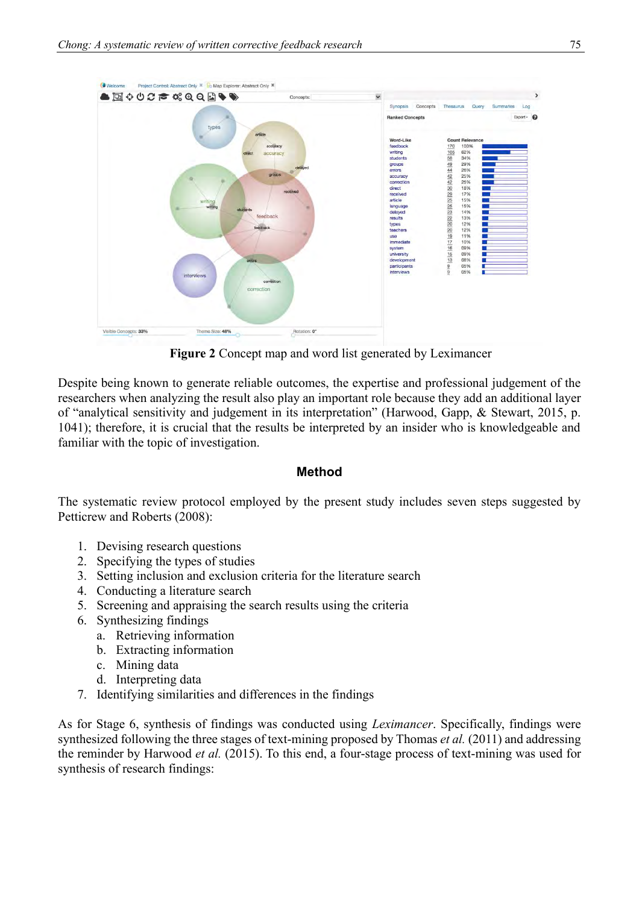Figure 2 Concept map and word list generated by Leximancer

Despite being known to generate reliable outcomes, the expertise and professional judgement of the researchers when analyzing the result also play an important role because they add an additional layer of "analytical sensitivity and judgement in its interpretation" (Harwood, Gapp, & Stewart, 2015, p. 1041); therefore, it is crucial that the results be interpreted by an insider who is knowledgeable and familiar with the topic of investigation.

## Method

The systematic review protocol employed by the present study includes seven steps suggested by Petticrew and Roberts (2008):

1. Devising research questions
2. Specifying the types of studies
3. Setting inclusion and exclusion criteria for the literature search
4. Conducting a literature search
5. Screening and appraising the search results using the criteria
6. Synthesizing findings
   a. Retrieving information
   b. Extracting information
   c. Mining data
   d. Interpreting data
7. Identifying similarities and differences in the findings

As for Stage 6, synthesis of findings was conducted using *Leximancer*. Specifically, findings were synthesized following the three stages of text-mining proposed by Thomas *et al.* (2011) and addressing the reminder by Harwood *et al.* (2015). To this end, a four-stage process of text-mining was used for synthesis of research findings: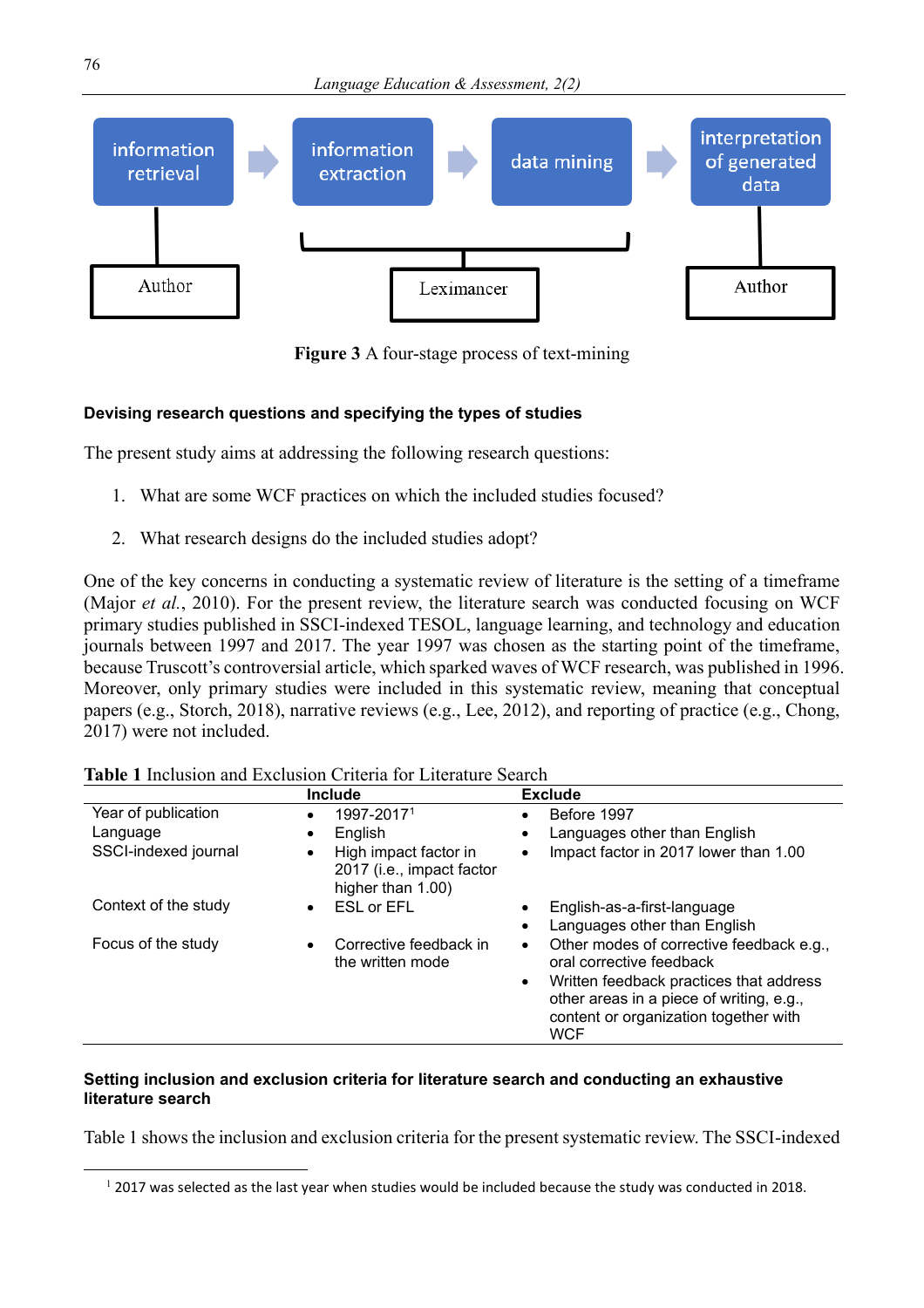information retrieval → information extraction → data mining → interpretation of generated data

Author | Leximancer | Author

**Figure 3** A four-stage process of text-mining

### Devising research questions and specifying the types of studies

The present study aims at addressing the following research questions:

1. What are some WCF practices on which the included studies focused?
2. What research designs do the included studies adopt?

One of the key concerns in conducting a systematic review of literature is the setting of a timeframe (Major *et al.*, 2010). For the present review, the literature search was conducted focusing on WCF primary studies published in SSCI-indexed TESOL, language learning, and technology and education journals between 1997 and 2017. The year 1997 was chosen as the starting point of the timeframe, because Truscott's controversial article, which sparked waves of WCF research, was published in 1996. Moreover, only primary studies were included in this systematic review, meaning that conceptual papers (e.g., Storch, 2018), narrative reviews (e.g., Lee, 2012), and reporting of practice (e.g., Chong, 2017) were not included.

**Table 1** Inclusion and Exclusion Criteria for Literature Search

| | Include | Exclude |
|---|---|---|
| Year of publication | • 1997-2017[1] | • Before 1997 |
| Language | • English | • Languages other than English |
| SSCI-indexed journal | • High impact factor in 2017 (i.e., impact factor higher than 1.00) | • Impact factor in 2017 lower than 1.00 |
| Context of the study | • ESL or EFL | • English-as-a-first-language<br>• Languages other than English |
| Focus of the study | • Corrective feedback in the written mode | • Other modes of corrective feedback e.g., oral corrective feedback<br>• Written feedback practices that address other areas in a piece of writing, e.g., content or organization together with WCF |

### Setting inclusion and exclusion criteria for literature search and conducting an exhaustive literature search

Table 1 shows the inclusion and exclusion criteria for the present systematic review. The SSCI-indexed

[1] 2017 was selected as the last year when studies would be included because the study was conducted in 2018.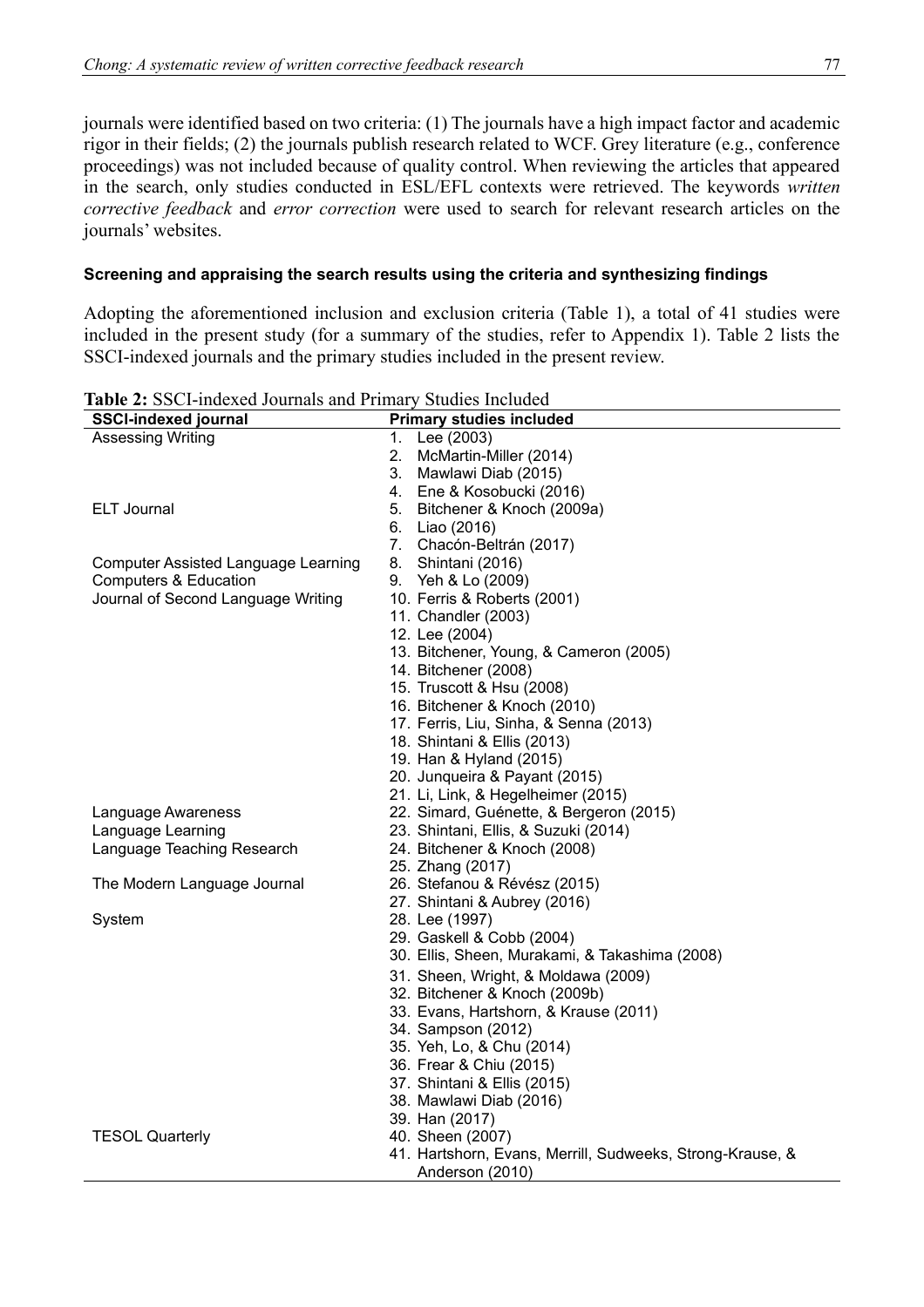journals were identified based on two criteria: (1) The journals have a high impact factor and academic rigor in their fields; (2) the journals publish research related to WCF. Grey literature (e.g., conference proceedings) was not included because of quality control. When reviewing the articles that appeared in the search, only studies conducted in ESL/EFL contexts were retrieved. The keywords *written corrective feedback* and *error correction* were used to search for relevant research articles on the journals' websites.

### Screening and appraising the search results using the criteria and synthesizing findings

Adopting the aforementioned inclusion and exclusion criteria (Table 1), a total of 41 studies were included in the present study (for a summary of the studies, refer to Appendix 1). Table 2 lists the SSCI-indexed journals and the primary studies included in the present review.

**Table 2:** SSCI-indexed Journals and Primary Studies Included

| SSCI-indexed journal | Primary studies included |
|---|---|
| Assessing Writing | 1. Lee (2003) |
| | 2. McMartin-Miller (2014) |
| | 3. Mawlawi Diab (2015) |
| | 4. Ene & Kosobucki (2016) |
| ELT Journal | 5. Bitchener & Knoch (2009a) |
| | 6. Liao (2016) |
| | 7. Chacón-Beltrán (2017) |
| Computer Assisted Language Learning | 8. Shintani (2016) |
| Computers & Education | 9. Yeh & Lo (2009) |
| Journal of Second Language Writing | 10. Ferris & Roberts (2001) |
| | 11. Chandler (2003) |
| | 12. Lee (2004) |
| | 13. Bitchener, Young, & Cameron (2005) |
| | 14. Bitchener (2008) |
| | 15. Truscott & Hsu (2008) |
| | 16. Bitchener & Knoch (2010) |
| | 17. Ferris, Liu, Sinha, & Senna (2013) |
| | 18. Shintani & Ellis (2013) |
| | 19. Han & Hyland (2015) |
| | 20. Junqueira & Payant (2015) |
| | 21. Li, Link, & Hegelheimer (2015) |
| Language Awareness | 22. Simard, Guénette, & Bergeron (2015) |
| Language Learning | 23. Shintani, Ellis, & Suzuki (2014) |
| Language Teaching Research | 24. Bitchener & Knoch (2008) |
| | 25. Zhang (2017) |
| The Modern Language Journal | 26. Stefanou & Révész (2015) |
| | 27. Shintani & Aubrey (2016) |
| System | 28. Lee (1997) |
| | 29. Gaskell & Cobb (2004) |
| | 30. Ellis, Sheen, Murakami, & Takashima (2008) |
| | 31. Sheen, Wright, & Moldawa (2009) |
| | 32. Bitchener & Knoch (2009b) |
| | 33. Evans, Hartshorn, & Krause (2011) |
| | 34. Sampson (2012) |
| | 35. Yeh, Lo, & Chu (2014) |
| | 36. Frear & Chiu (2015) |
| | 37. Shintani & Ellis (2015) |
| | 38. Mawlawi Diab (2016) |
| | 39. Han (2017) |
| TESOL Quarterly | 40. Sheen (2007) |
| | 41. Hartshorn, Evans, Merrill, Sudweeks, Strong-Krause, & Anderson (2010) |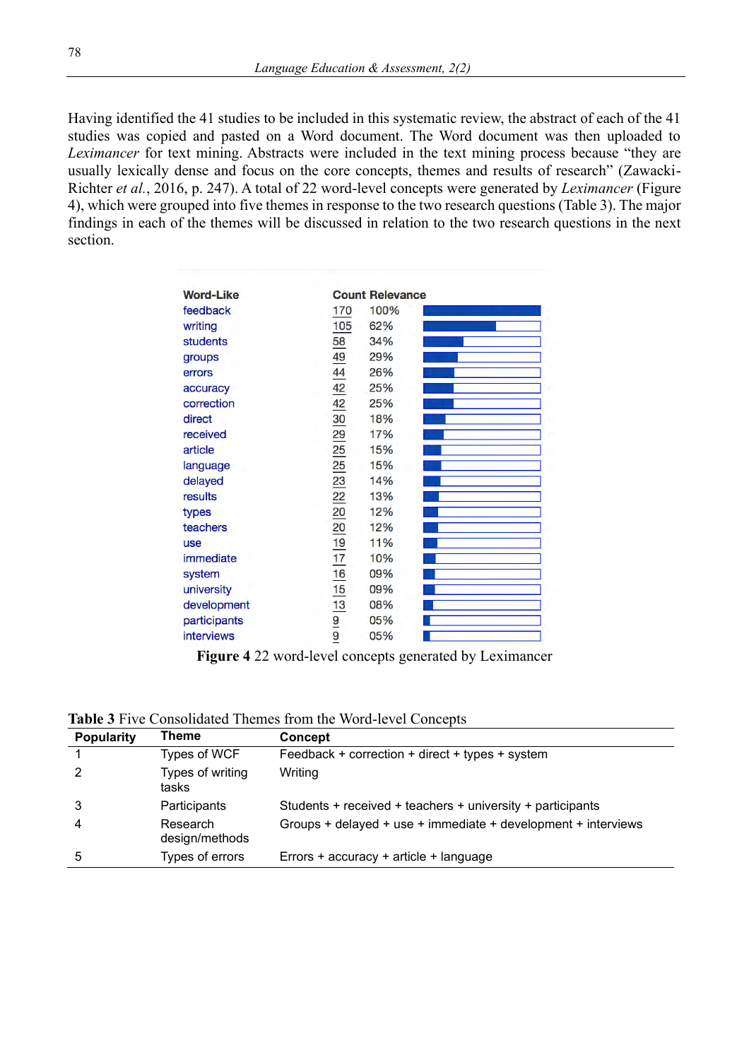Having identified the 41 studies to be included in this systematic review, the abstract of each of the 41 studies was copied and pasted on a Word document. The Word document was then uploaded to *Leximancer* for text mining. Abstracts were included in the text mining process because "they are usually lexically dense and focus on the core concepts, themes and results of research" (Zawacki-Richter *et al.*, 2016, p. 247). A total of 22 word-level concepts were generated by *Leximancer* (Figure 4), which were grouped into five themes in response to the two research questions (Table 3). The major findings in each of the themes will be discussed in relation to the two research questions in the next section.

| Word-Like | Count | Relevance |
|---|---|---|
| feedback | 170 | 100% |
| writing | 105 | 62% |
| students | 58 | 34% |
| groups | 49 | 29% |
| errors | 44 | 26% |
| accuracy | 42 | 25% |
| correction | 42 | 25% |
| direct | 30 | 18% |
| received | 29 | 17% |
| article | 25 | 15% |
| language | 25 | 15% |
| delayed | 23 | 14% |
| results | 22 | 13% |
| types | 20 | 12% |
| teachers | 20 | 12% |
| use | 19 | 11% |
| immediate | 17 | 10% |
| system | 16 | 09% |
| university | 15 | 09% |
| development | 13 | 08% |
| participants | 9 | 05% |
| interviews | 9 | 05% |

**Figure 4** 22 word-level concepts generated by Leximancer

**Table 3** Five Consolidated Themes from the Word-level Concepts

| Popularity | Theme | Concept |
|---|---|---|
| 1 | Types of WCF | Feedback + correction + direct + types + system |
| 2 | Types of writing tasks | Writing |
| 3 | Participants | Students + received + teachers + university + participants |
| 4 | Research design/methods | Groups + delayed + use + immediate + development + interviews |
| 5 | Types of errors | Errors + accuracy + article + language |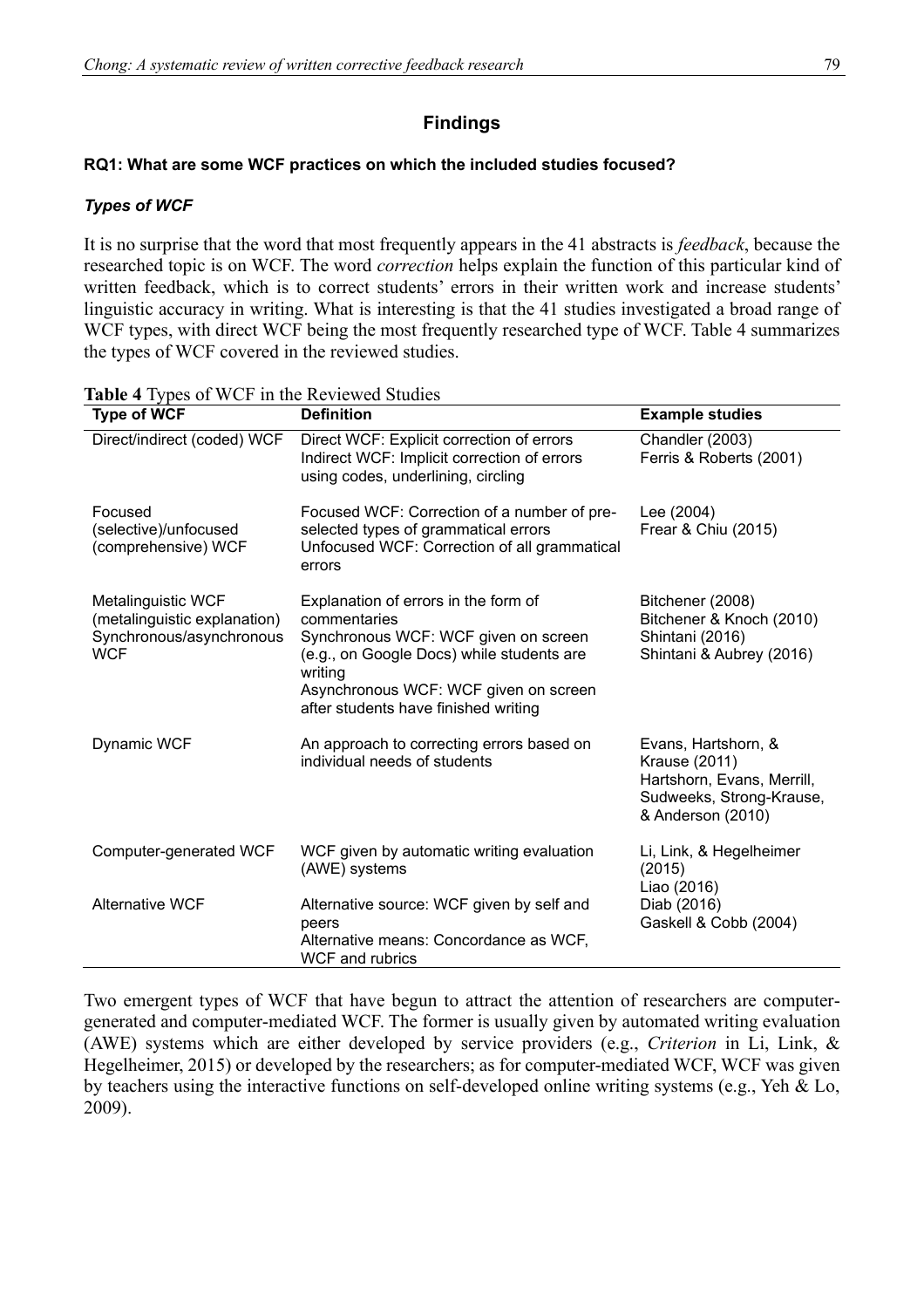## Findings

### RQ1: What are some WCF practices on which the included studies focused?

#### *Types of WCF*

It is no surprise that the word that most frequently appears in the 41 abstracts is *feedback*, because the researched topic is on WCF. The word *correction* helps explain the function of this particular kind of written feedback, which is to correct students' errors in their written work and increase students' linguistic accuracy in writing. What is interesting is that the 41 studies investigated a broad range of WCF types, with direct WCF being the most frequently researched type of WCF. Table 4 summarizes the types of WCF covered in the reviewed studies.

**Table 4** Types of WCF in the Reviewed Studies

| Type of WCF | Definition | Example studies |
|---|---|---|
| Direct/indirect (coded) WCF | Direct WCF: Explicit correction of errors<br>Indirect WCF: Implicit correction of errors using codes, underlining, circling | Chandler (2003)<br>Ferris & Roberts (2001) |
| Focused (selective)/unfocused (comprehensive) WCF | Focused WCF: Correction of a number of pre-selected types of grammatical errors<br>Unfocused WCF: Correction of all grammatical errors | Lee (2004)<br>Frear & Chiu (2015) |
| Metalinguistic WCF (metalinguistic explanation)<br>Synchronous/asynchronous WCF | Explanation of errors in the form of commentaries<br>Synchronous WCF: WCF given on screen (e.g., on Google Docs) while students are writing<br>Asynchronous WCF: WCF given on screen after students have finished writing | Bitchener (2008)<br>Bitchener & Knoch (2010)<br>Shintani (2016)<br>Shintani & Aubrey (2016) |
| Dynamic WCF | An approach to correcting errors based on individual needs of students | Evans, Hartshorn, & Krause (2011)<br>Hartshorn, Evans, Merrill, Sudweeks, Strong-Krause, & Anderson (2010) |
| Computer-generated WCF | WCF given by automatic writing evaluation (AWE) systems | Li, Link, & Hegelheimer (2015)<br>Liao (2016) |
| Alternative WCF | Alternative source: WCF given by self and peers<br>Alternative means: Concordance as WCF, WCF and rubrics | Diab (2016)<br>Gaskell & Cobb (2004) |

Two emergent types of WCF that have begun to attract the attention of researchers are computer-generated and computer-mediated WCF. The former is usually given by automated writing evaluation (AWE) systems which are either developed by service providers (e.g., *Criterion* in Li, Link, & Hegelheimer, 2015) or developed by the researchers; as for computer-mediated WCF, WCF was given by teachers using the interactive functions on self-developed online writing systems (e.g., Yeh & Lo, 2009).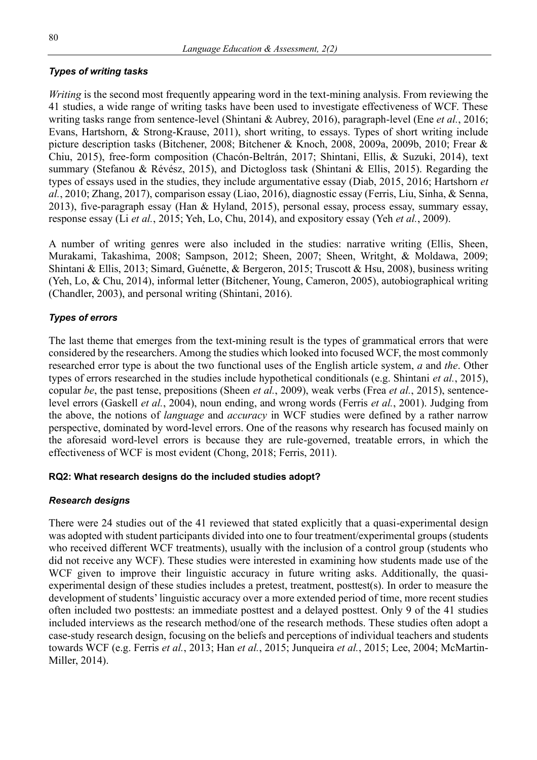### *Types of writing tasks*

*Writing* is the second most frequently appearing word in the text-mining analysis. From reviewing the 41 studies, a wide range of writing tasks have been used to investigate effectiveness of WCF. These writing tasks range from sentence-level (Shintani & Aubrey, 2016), paragraph-level (Ene *et al.*, 2016; Evans, Hartshorn, & Strong-Krause, 2011), short writing, to essays. Types of short writing include picture description tasks (Bitchener, 2008; Bitchener & Knoch, 2008, 2009a, 2009b, 2010; Frear & Chiu, 2015), free-form composition (Chacón-Beltrán, 2017; Shintani, Ellis, & Suzuki, 2014), text summary (Stefanou & Révész, 2015), and Dictogloss task (Shintani & Ellis, 2015). Regarding the types of essays used in the studies, they include argumentative essay (Diab, 2015, 2016; Hartshorn *et al.*, 2010; Zhang, 2017), comparison essay (Liao, 2016), diagnostic essay (Ferris, Liu, Sinha, & Senna, 2013), five-paragraph essay (Han & Hyland, 2015), personal essay, process essay, summary essay, response essay (Li *et al.*, 2015; Yeh, Lo, Chu, 2014), and expository essay (Yeh *et al.*, 2009).

A number of writing genres were also included in the studies: narrative writing (Ellis, Sheen, Murakami, Takashima, 2008; Sampson, 2012; Sheen, 2007; Sheen, Writght, & Moldawa, 2009; Shintani & Ellis, 2013; Simard, Guénette, & Bergeron, 2015; Truscott & Hsu, 2008), business writing (Yeh, Lo, & Chu, 2014), informal letter (Bitchener, Young, Cameron, 2005), autobiographical writing (Chandler, 2003), and personal writing (Shintani, 2016).

### *Types of errors*

The last theme that emerges from the text-mining result is the types of grammatical errors that were considered by the researchers. Among the studies which looked into focused WCF, the most commonly researched error type is about the two functional uses of the English article system, *a* and *the*. Other types of errors researched in the studies include hypothetical conditionals (e.g. Shintani *et al.*, 2015), copular *be*, the past tense, prepositions (Sheen *et al.*, 2009), weak verbs (Frea *et al.*, 2015), sentence-level errors (Gaskell *et al.*, 2004), noun ending, and wrong words (Ferris *et al.*, 2001). Judging from the above, the notions of *language* and *accuracy* in WCF studies were defined by a rather narrow perspective, dominated by word-level errors. One of the reasons why research has focused mainly on the aforesaid word-level errors is because they are rule-governed, treatable errors, in which the effectiveness of WCF is most evident (Chong, 2018; Ferris, 2011).

#### RQ2: What research designs do the included studies adopt?

### *Research designs*

There were 24 studies out of the 41 reviewed that stated explicitly that a quasi-experimental design was adopted with student participants divided into one to four treatment/experimental groups (students who received different WCF treatments), usually with the inclusion of a control group (students who did not receive any WCF). These studies were interested in examining how students made use of the WCF given to improve their linguistic accuracy in future writing asks. Additionally, the quasi-experimental design of these studies includes a pretest, treatment, posttest(s). In order to measure the development of students' linguistic accuracy over a more extended period of time, more recent studies often included two posttests: an immediate posttest and a delayed posttest. Only 9 of the 41 studies included interviews as the research method/one of the research methods. These studies often adopt a case-study research design, focusing on the beliefs and perceptions of individual teachers and students towards WCF (e.g. Ferris *et al.*, 2013; Han *et al.*, 2015; Junqueira *et al.*, 2015; Lee, 2004; McMartin-Miller, 2014).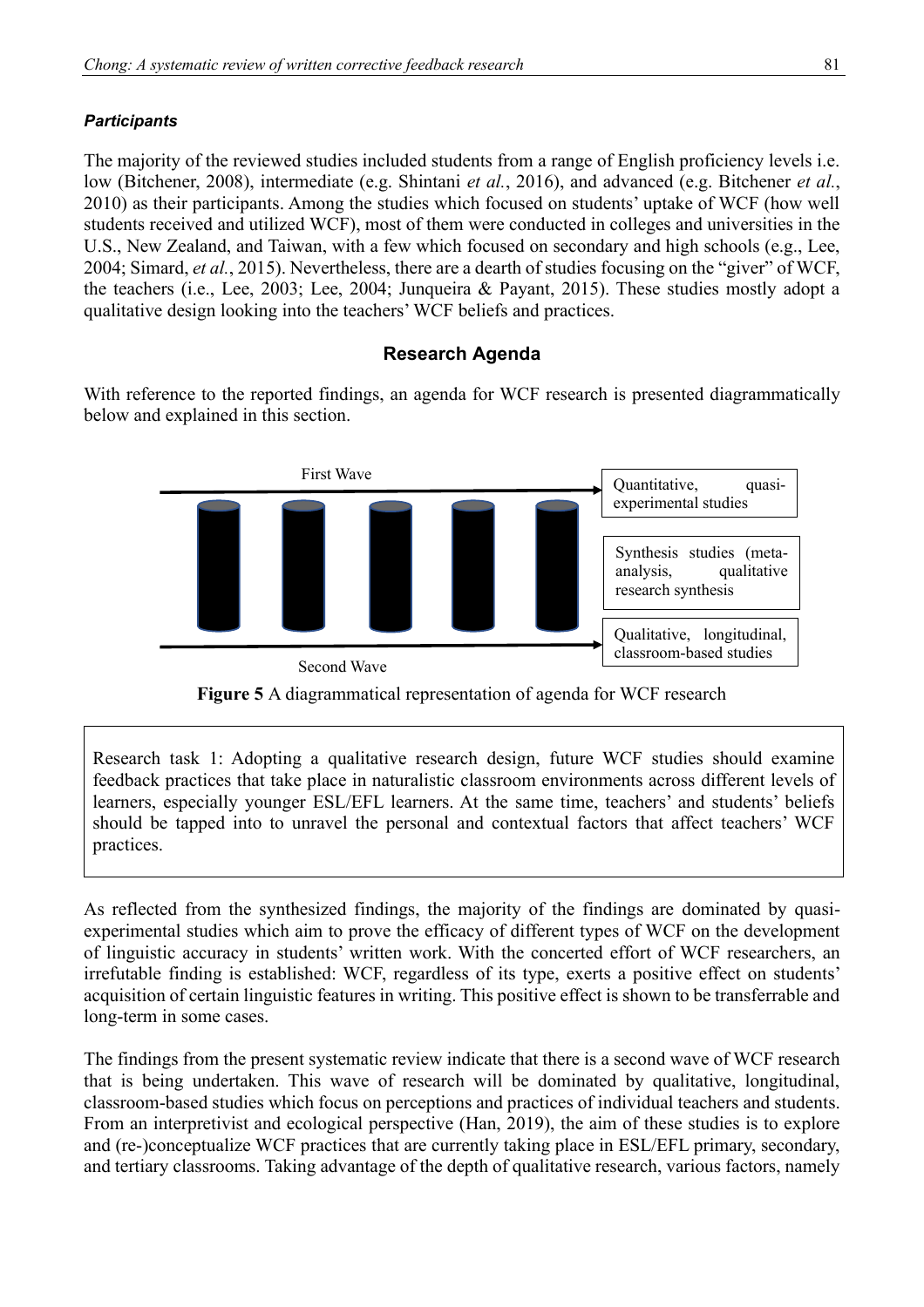### *Participants*

The majority of the reviewed studies included students from a range of English proficiency levels i.e. low (Bitchener, 2008), intermediate (e.g. Shintani *et al.*, 2016), and advanced (e.g. Bitchener *et al.*, 2010) as their participants. Among the studies which focused on students' uptake of WCF (how well students received and utilized WCF), most of them were conducted in colleges and universities in the U.S., New Zealand, and Taiwan, with a few which focused on secondary and high schools (e.g., Lee, 2004; Simard, *et al.*, 2015). Nevertheless, there are a dearth of studies focusing on the "giver" of WCF, the teachers (i.e., Lee, 2003; Lee, 2004; Junqueira & Payant, 2015). These studies mostly adopt a qualitative design looking into the teachers' WCF beliefs and practices.

## Research Agenda

With reference to the reported findings, an agenda for WCF research is presented diagrammatically below and explained in this section.

First Wave

Quantitative, quasi-experimental studies

Synthesis studies (meta-analysis, qualitative research synthesis

Qualitative, longitudinal, classroom-based studies

Second Wave

**Figure 5** A diagrammatical representation of agenda for WCF research

> Research task 1: Adopting a qualitative research design, future WCF studies should examine feedback practices that take place in naturalistic classroom environments across different levels of learners, especially younger ESL/EFL learners. At the same time, teachers' and students' beliefs should be tapped into to unravel the personal and contextual factors that affect teachers' WCF practices.

As reflected from the synthesized findings, the majority of the findings are dominated by quasi-experimental studies which aim to prove the efficacy of different types of WCF on the development of linguistic accuracy in students' written work. With the concerted effort of WCF researchers, an irrefutable finding is established: WCF, regardless of its type, exerts a positive effect on students' acquisition of certain linguistic features in writing. This positive effect is shown to be transferrable and long-term in some cases.

The findings from the present systematic review indicate that there is a second wave of WCF research that is being undertaken. This wave of research will be dominated by qualitative, longitudinal, classroom-based studies which focus on perceptions and practices of individual teachers and students. From an interpretivist and ecological perspective (Han, 2019), the aim of these studies is to explore and (re-)conceptualize WCF practices that are currently taking place in ESL/EFL primary, secondary, and tertiary classrooms. Taking advantage of the depth of qualitative research, various factors, namely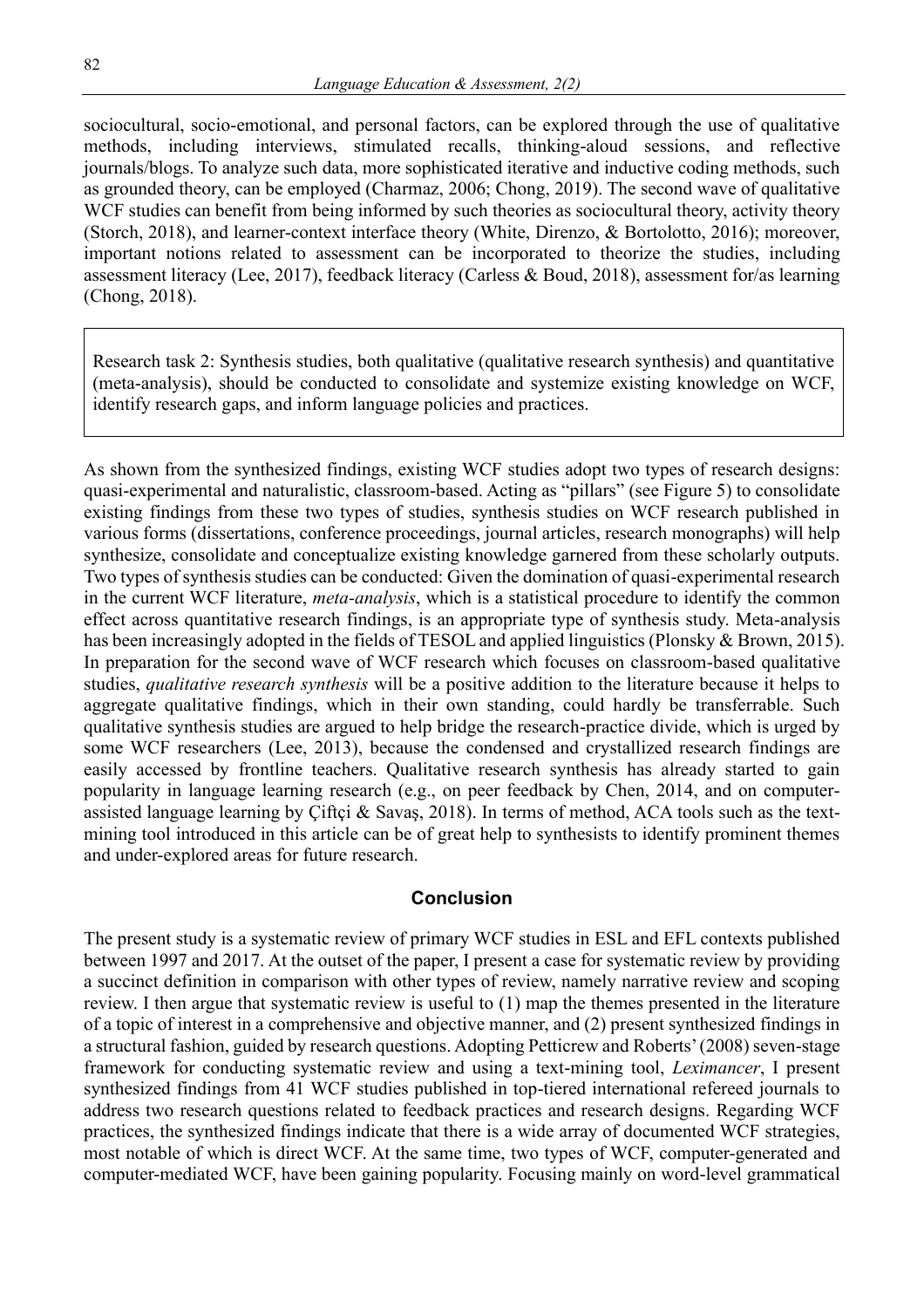sociocultural, socio-emotional, and personal factors, can be explored through the use of qualitative methods, including interviews, stimulated recalls, thinking-aloud sessions, and reflective journals/blogs. To analyze such data, more sophisticated iterative and inductive coding methods, such as grounded theory, can be employed (Charmaz, 2006; Chong, 2019). The second wave of qualitative WCF studies can benefit from being informed by such theories as sociocultural theory, activity theory (Storch, 2018), and learner-context interface theory (White, Direnzo, & Bortolotto, 2016); moreover, important notions related to assessment can be incorporated to theorize the studies, including assessment literacy (Lee, 2017), feedback literacy (Carless & Boud, 2018), assessment for/as learning (Chong, 2018).

> Research task 2: Synthesis studies, both qualitative (qualitative research synthesis) and quantitative (meta-analysis), should be conducted to consolidate and systemize existing knowledge on WCF, identify research gaps, and inform language policies and practices.

As shown from the synthesized findings, existing WCF studies adopt two types of research designs: quasi-experimental and naturalistic, classroom-based. Acting as "pillars" (see Figure 5) to consolidate existing findings from these two types of studies, synthesis studies on WCF research published in various forms (dissertations, conference proceedings, journal articles, research monographs) will help synthesize, consolidate and conceptualize existing knowledge garnered from these scholarly outputs. Two types of synthesis studies can be conducted: Given the domination of quasi-experimental research in the current WCF literature, *meta-analysis*, which is a statistical procedure to identify the common effect across quantitative research findings, is an appropriate type of synthesis study. Meta-analysis has been increasingly adopted in the fields of TESOL and applied linguistics (Plonsky & Brown, 2015). In preparation for the second wave of WCF research which focuses on classroom-based qualitative studies, *qualitative research synthesis* will be a positive addition to the literature because it helps to aggregate qualitative findings, which in their own standing, could hardly be transferrable. Such qualitative synthesis studies are argued to help bridge the research-practice divide, which is urged by some WCF researchers (Lee, 2013), because the condensed and crystallized research findings are easily accessed by frontline teachers. Qualitative research synthesis has already started to gain popularity in language learning research (e.g., on peer feedback by Chen, 2014, and on computer-assisted language learning by Çiftçi & Savaş, 2018). In terms of method, ACA tools such as the text-mining tool introduced in this article can be of great help to synthesists to identify prominent themes and under-explored areas for future research.

## Conclusion

The present study is a systematic review of primary WCF studies in ESL and EFL contexts published between 1997 and 2017. At the outset of the paper, I present a case for systematic review by providing a succinct definition in comparison with other types of review, namely narrative review and scoping review. I then argue that systematic review is useful to (1) map the themes presented in the literature of a topic of interest in a comprehensive and objective manner, and (2) present synthesized findings in a structural fashion, guided by research questions. Adopting Petticrew and Roberts' (2008) seven-stage framework for conducting systematic review and using a text-mining tool, *Leximancer*, I present synthesized findings from 41 WCF studies published in top-tiered international refereed journals to address two research questions related to feedback practices and research designs. Regarding WCF practices, the synthesized findings indicate that there is a wide array of documented WCF strategies, most notable of which is direct WCF. At the same time, two types of WCF, computer-generated and computer-mediated WCF, have been gaining popularity. Focusing mainly on word-level grammatical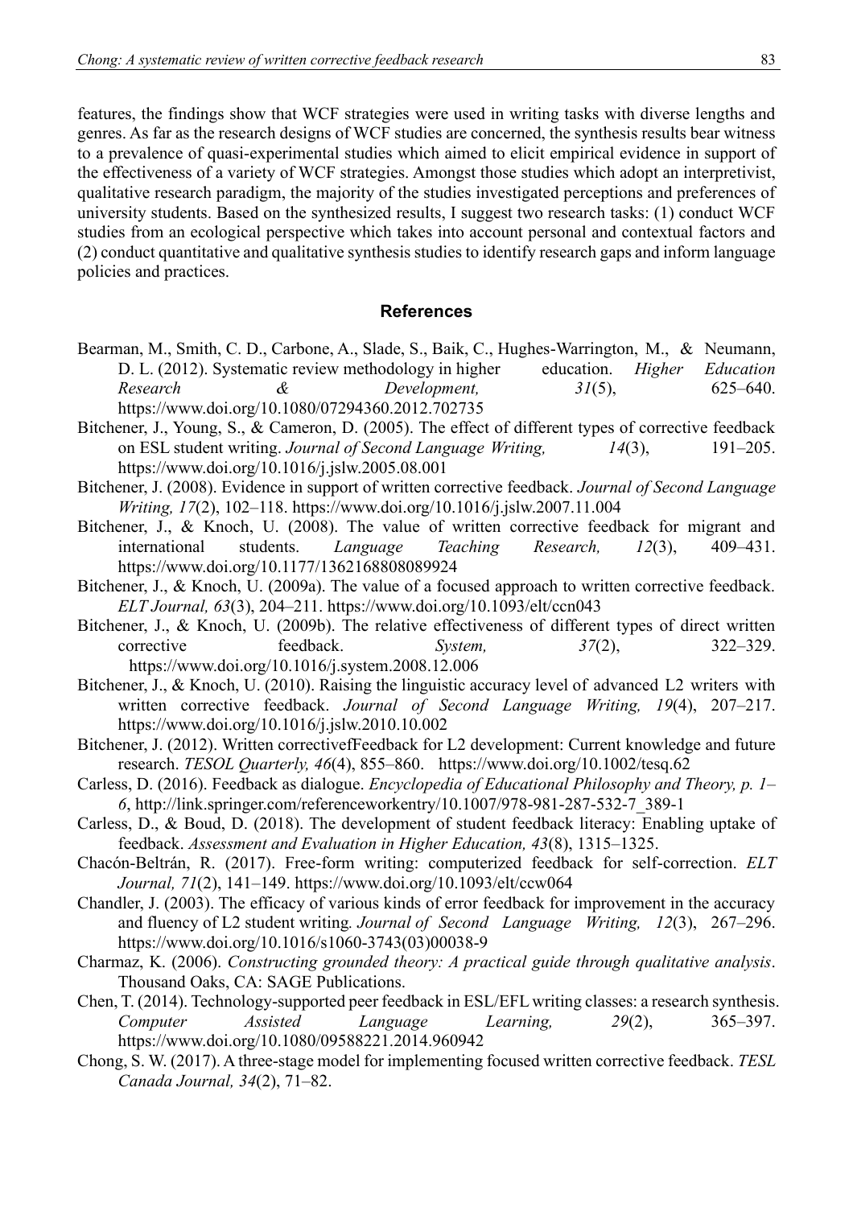features, the findings show that WCF strategies were used in writing tasks with diverse lengths and genres. As far as the research designs of WCF studies are concerned, the synthesis results bear witness to a prevalence of quasi-experimental studies which aimed to elicit empirical evidence in support of the effectiveness of a variety of WCF strategies. Amongst those studies which adopt an interpretivist, qualitative research paradigm, the majority of the studies investigated perceptions and preferences of university students. Based on the synthesized results, I suggest two research tasks: (1) conduct WCF studies from an ecological perspective which takes into account personal and contextual factors and (2) conduct quantitative and qualitative synthesis studies to identify research gaps and inform language policies and practices.

## References

Bearman, M., Smith, C. D., Carbone, A., Slade, S., Baik, C., Hughes-Warrington, M., & Neumann, D. L. (2012). Systematic review methodology in higher education. *Higher Education Research & Development, 31*(5), 625–640. https://www.doi.org/10.1080/07294360.2012.702735

Bitchener, J., Young, S., & Cameron, D. (2005). The effect of different types of corrective feedback on ESL student writing. *Journal of Second Language Writing, 14*(3), 191–205. https://www.doi.org/10.1016/j.jslw.2005.08.001

Bitchener, J. (2008). Evidence in support of written corrective feedback. *Journal of Second Language Writing, 17*(2), 102–118. https://www.doi.org/10.1016/j.jslw.2007.11.004

Bitchener, J., & Knoch, U. (2008). The value of written corrective feedback for migrant and international students. *Language Teaching Research, 12*(3), 409–431. https://www.doi.org/10.1177/1362168808089924

Bitchener, J., & Knoch, U. (2009a). The value of a focused approach to written corrective feedback. *ELT Journal, 63*(3), 204–211. https://www.doi.org/10.1093/elt/ccn043

Bitchener, J., & Knoch, U. (2009b). The relative effectiveness of different types of direct written corrective feedback. *System, 37*(2), 322–329. https://www.doi.org/10.1016/j.system.2008.12.006

Bitchener, J., & Knoch, U. (2010). Raising the linguistic accuracy level of advanced L2 writers with written corrective feedback. *Journal of Second Language Writing, 19*(4), 207–217. https://www.doi.org/10.1016/j.jslw.2010.10.002

Bitchener, J. (2012). Written correctivefFeedback for L2 development: Current knowledge and future research. *TESOL Quarterly, 46*(4), 855–860. https://www.doi.org/10.1002/tesq.62

Carless, D. (2016). Feedback as dialogue. *Encyclopedia of Educational Philosophy and Theory, p. 1–6*, http://link.springer.com/referenceworkentry/10.1007/978-981-287-532-7_389-1

Carless, D., & Boud, D. (2018). The development of student feedback literacy: Enabling uptake of feedback. *Assessment and Evaluation in Higher Education, 43*(8), 1315–1325.

Chacón-Beltrán, R. (2017). Free-form writing: computerized feedback for self-correction. *ELT Journal, 71*(2), 141–149. https://www.doi.org/10.1093/elt/ccw064

Chandler, J. (2003). The efficacy of various kinds of error feedback for improvement in the accuracy and fluency of L2 student writing. *Journal of Second Language Writing, 12*(3), 267–296. https://www.doi.org/10.1016/s1060-3743(03)00038-9

Charmaz, K. (2006). *Constructing grounded theory: A practical guide through qualitative analysis*. Thousand Oaks, CA: SAGE Publications.

Chen, T. (2014). Technology-supported peer feedback in ESL/EFL writing classes: a research synthesis. *Computer Assisted Language Learning, 29*(2), 365–397. https://www.doi.org/10.1080/09588221.2014.960942

Chong, S. W. (2017). A three-stage model for implementing focused written corrective feedback. *TESL Canada Journal, 34*(2), 71–82.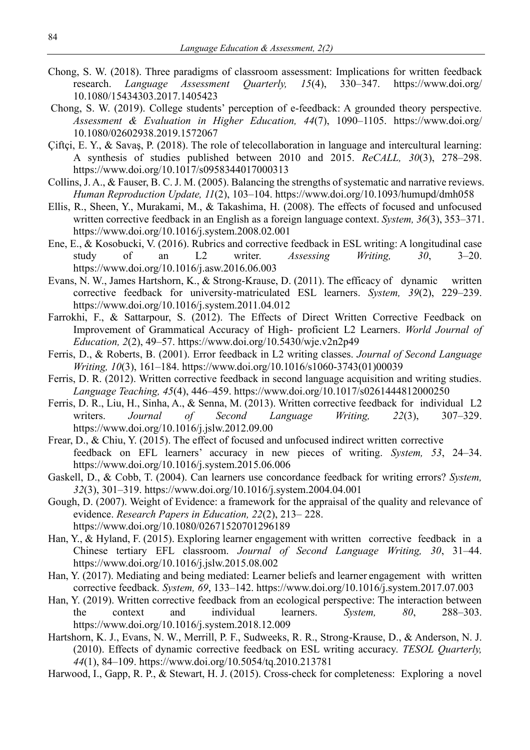Chong, S. W. (2018). Three paradigms of classroom assessment: Implications for written feedback research. *Language Assessment Quarterly, 15*(4), 330–347. https://www.doi.org/10.1080/15434303.2017.1405423

Chong, S. W. (2019). College students' perception of e-feedback: A grounded theory perspective. *Assessment & Evaluation in Higher Education, 44*(7), 1090–1105. https://www.doi.org/10.1080/02602938.2019.1572067

Çiftçi, E. Y., & Savaş, P. (2018). The role of telecollaboration in language and intercultural learning: A synthesis of studies published between 2010 and 2015. *ReCALL, 30*(3), 278–298. https://www.doi.org/10.1017/s0958344017000313

Collins, J. A., & Fauser, B. C. J. M. (2005). Balancing the strengths of systematic and narrative reviews. *Human Reproduction Update, 11*(2), 103–104. https://www.doi.org/10.1093/humupd/dmh058

Ellis, R., Sheen, Y., Murakami, M., & Takashima, H. (2008). The effects of focused and unfocused written corrective feedback in an English as a foreign language context. *System, 36*(3), 353–371. https://www.doi.org/10.1016/j.system.2008.02.001

Ene, E., & Kosobucki, V. (2016). Rubrics and corrective feedback in ESL writing: A longitudinal case study of an L2 writer. *Assessing Writing, 30*, 3–20. https://www.doi.org/10.1016/j.asw.2016.06.003

Evans, N. W., James Hartshorn, K., & Strong-Krause, D. (2011). The efficacy of dynamic written corrective feedback for university-matriculated ESL learners. *System, 39*(2), 229–239. https://www.doi.org/10.1016/j.system.2011.04.012

Farrokhi, F., & Sattarpour, S. (2012). The Effects of Direct Written Corrective Feedback on Improvement of Grammatical Accuracy of High- proficient L2 Learners. *World Journal of Education, 2*(2), 49–57. https://www.doi.org/10.5430/wje.v2n2p49

Ferris, D., & Roberts, B. (2001). Error feedback in L2 writing classes. *Journal of Second Language Writing, 10*(3), 161–184. https://www.doi.org/10.1016/s1060-3743(01)00039

Ferris, D. R. (2012). Written corrective feedback in second language acquisition and writing studies. *Language Teaching, 45*(4), 446–459. https://www.doi.org/10.1017/s0261444812000250

Ferris, D. R., Liu, H., Sinha, A., & Senna, M. (2013). Written corrective feedback for individual L2 writers. *Journal of Second Language Writing, 22*(3), 307–329. https://www.doi.org/10.1016/j.jslw.2012.09.00

Frear, D., & Chiu, Y. (2015). The effect of focused and unfocused indirect written corrective feedback on EFL learners' accuracy in new pieces of writing. *System, 53*, 24–34. https://www.doi.org/10.1016/j.system.2015.06.006

Gaskell, D., & Cobb, T. (2004). Can learners use concordance feedback for writing errors? *System, 32*(3), 301–319. https://www.doi.org/10.1016/j.system.2004.04.001

Gough, D. (2007). Weight of Evidence: a framework for the appraisal of the quality and relevance of evidence. *Research Papers in Education, 22*(2), 213– 228. https://www.doi.org/10.1080/02671520701296189

Han, Y., & Hyland, F. (2015). Exploring learner engagement with written corrective feedback in a Chinese tertiary EFL classroom. *Journal of Second Language Writing, 30*, 31–44. https://www.doi.org/10.1016/j.jslw.2015.08.002

Han, Y. (2017). Mediating and being mediated: Learner beliefs and learner engagement with written corrective feedback. *System, 69*, 133–142. https://www.doi.org/10.1016/j.system.2017.07.003

Han, Y. (2019). Written corrective feedback from an ecological perspective: The interaction between the context and individual learners. *System, 80*, 288–303. https://www.doi.org/10.1016/j.system.2018.12.009

Hartshorn, K. J., Evans, N. W., Merrill, P. F., Sudweeks, R. R., Strong-Krause, D., & Anderson, N. J. (2010). Effects of dynamic corrective feedback on ESL writing accuracy. *TESOL Quarterly, 44*(1), 84–109. https://www.doi.org/10.5054/tq.2010.213781

Harwood, I., Gapp, R. P., & Stewart, H. J. (2015). Cross-check for completeness: Exploring a novel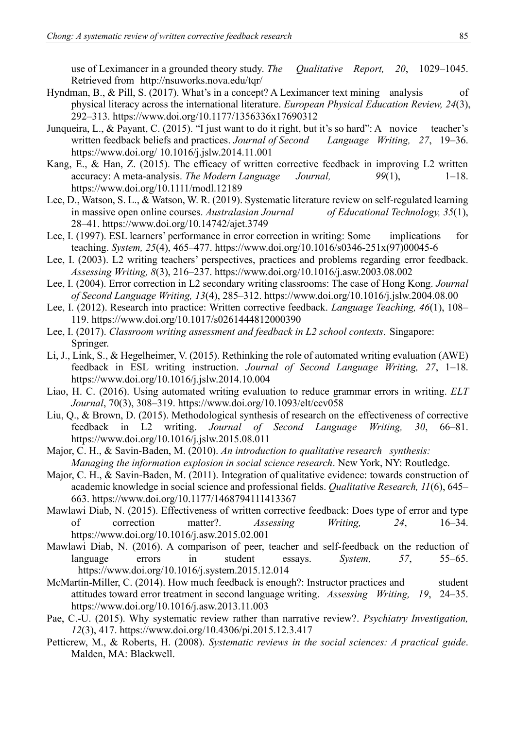use of Leximancer in a grounded theory study. *The Qualitative Report, 20*, 1029–1045. Retrieved from http://nsuworks.nova.edu/tqr/

Hyndman, B., & Pill, S. (2017). What's in a concept? A Leximancer text mining analysis of physical literacy across the international literature. *European Physical Education Review, 24*(3), 292–313. https://www.doi.org/10.1177/1356336x17690312

Junqueira, L., & Payant, C. (2015). "I just want to do it right, but it's so hard": A novice teacher's written feedback beliefs and practices. *Journal of Second Language Writing, 27*, 19–36. https://www.doi.org/ 10.1016/j.jslw.2014.11.001

Kang, E., & Han, Z. (2015). The efficacy of written corrective feedback in improving L2 written accuracy: A meta-analysis. *The Modern Language Journal, 99*(1), 1–18. https://www.doi.org/10.1111/modl.12189

Lee, D., Watson, S. L., & Watson, W. R. (2019). Systematic literature review on self-regulated learning in massive open online courses. *Australasian Journal of Educational Technology, 35*(1), 28–41. https://www.doi.org/10.14742/ajet.3749

Lee, I. (1997). ESL learners' performance in error correction in writing: Some implications for teaching. *System, 25*(4), 465–477. https://www.doi.org/10.1016/s0346-251x(97)00045-6

Lee, I. (2003). L2 writing teachers' perspectives, practices and problems regarding error feedback. *Assessing Writing, 8*(3), 216–237. https://www.doi.org/10.1016/j.asw.2003.08.002

Lee, I. (2004). Error correction in L2 secondary writing classrooms: The case of Hong Kong. *Journal of Second Language Writing, 13*(4), 285–312. https://www.doi.org/10.1016/j.jslw.2004.08.00

Lee, I. (2012). Research into practice: Written corrective feedback. *Language Teaching, 46*(1), 108–119. https://www.doi.org/10.1017/s0261444812000390

Lee, I. (2017). *Classroom writing assessment and feedback in L2 school contexts*. Singapore: Springer.

Li, J., Link, S., & Hegelheimer, V. (2015). Rethinking the role of automated writing evaluation (AWE) feedback in ESL writing instruction. *Journal of Second Language Writing, 27*, 1–18. https://www.doi.org/10.1016/j.jslw.2014.10.004

Liao, H. C. (2016). Using automated writing evaluation to reduce grammar errors in writing. *ELT Journal*, 70(3), 308–319. https://www.doi.org/10.1093/elt/ccv058

Liu, Q., & Brown, D. (2015). Methodological synthesis of research on the effectiveness of corrective feedback in L2 writing. *Journal of Second Language Writing, 30*, 66–81. https://www.doi.org/10.1016/j.jslw.2015.08.011

Major, C. H., & Savin-Baden, M. (2010). *An introduction to qualitative research synthesis: Managing the information explosion in social science research*. New York, NY: Routledge.

Major, C. H., & Savin-Baden, M. (2011). Integration of qualitative evidence: towards construction of academic knowledge in social science and professional fields. *Qualitative Research, 11*(6), 645–663. https://www.doi.org/10.1177/1468794111413367

Mawlawi Diab, N. (2015). Effectiveness of written corrective feedback: Does type of error and type of correction matter?. *Assessing Writing, 24*, 16–34. https://www.doi.org/10.1016/j.asw.2015.02.001

Mawlawi Diab, N. (2016). A comparison of peer, teacher and self-feedback on the reduction of language errors in student essays. *System, 57*, 55–65. https://www.doi.org/10.1016/j.system.2015.12.014

McMartin-Miller, C. (2014). How much feedback is enough?: Instructor practices and student attitudes toward error treatment in second language writing. *Assessing Writing, 19*, 24–35. https://www.doi.org/10.1016/j.asw.2013.11.003

Pae, C.-U. (2015). Why systematic review rather than narrative review?. *Psychiatry Investigation, 12*(3), 417. https://www.doi.org/10.4306/pi.2015.12.3.417

Petticrew, M., & Roberts, H. (2008). *Systematic reviews in the social sciences: A practical guide*. Malden, MA: Blackwell.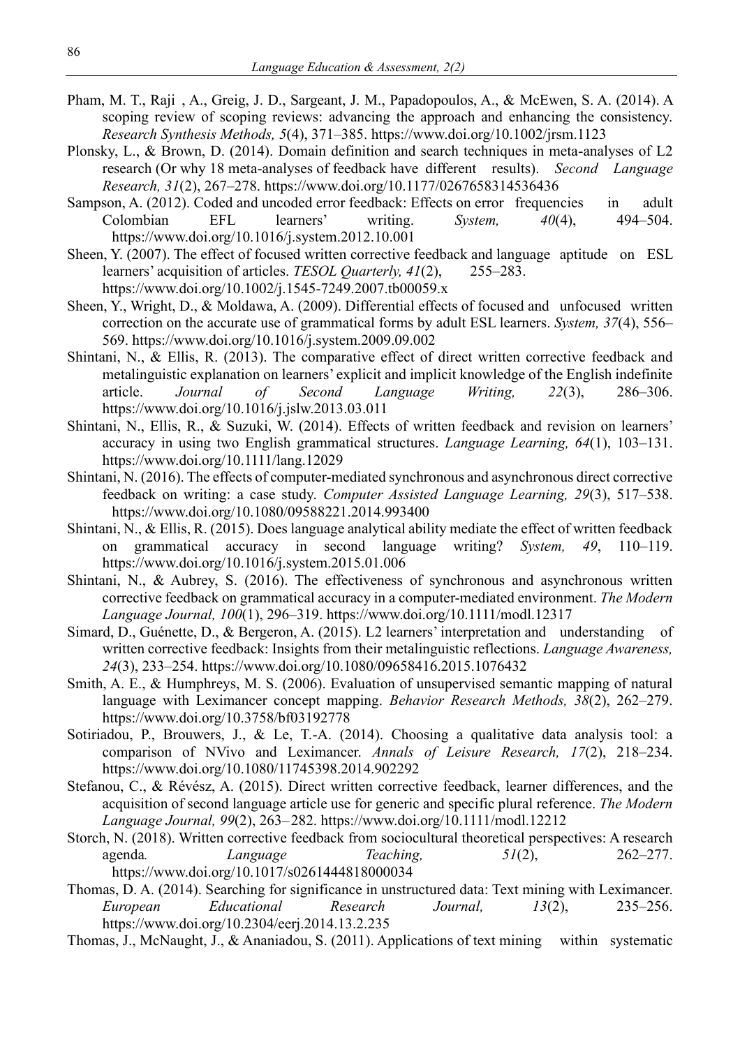Pham, M. T., Raji , A., Greig, J. D., Sargeant, J. M., Papadopoulos, A., & McEwen, S. A. (2014). A scoping review of scoping reviews: advancing the approach and enhancing the consistency. *Research Synthesis Methods, 5*(4), 371–385. https://www.doi.org/10.1002/jrsm.1123

Plonsky, L., & Brown, D. (2014). Domain definition and search techniques in meta-analyses of L2 research (Or why 18 meta-analyses of feedback have different results). *Second Language Research, 31*(2), 267–278. https://www.doi.org/10.1177/0267658314536436

Sampson, A. (2012). Coded and uncoded error feedback: Effects on error frequencies in adult Colombian EFL learners' writing. *System, 40*(4), 494–504. https://www.doi.org/10.1016/j.system.2012.10.001

Sheen, Y. (2007). The effect of focused written corrective feedback and language aptitude on ESL learners' acquisition of articles. *TESOL Quarterly, 41*(2), 255–283. https://www.doi.org/10.1002/j.1545-7249.2007.tb00059.x

Sheen, Y., Wright, D., & Moldawa, A. (2009). Differential effects of focused and unfocused written correction on the accurate use of grammatical forms by adult ESL learners. *System, 37*(4), 556–569. https://www.doi.org/10.1016/j.system.2009.09.002

Shintani, N., & Ellis, R. (2013). The comparative effect of direct written corrective feedback and metalinguistic explanation on learners' explicit and implicit knowledge of the English indefinite article. *Journal of Second Language Writing, 22*(3), 286–306. https://www.doi.org/10.1016/j.jslw.2013.03.011

Shintani, N., Ellis, R., & Suzuki, W. (2014). Effects of written feedback and revision on learners' accuracy in using two English grammatical structures. *Language Learning, 64*(1), 103–131. https://www.doi.org/10.1111/lang.12029

Shintani, N. (2016). The effects of computer-mediated synchronous and asynchronous direct corrective feedback on writing: a case study. *Computer Assisted Language Learning, 29*(3), 517–538. https://www.doi.org/10.1080/09588221.2014.993400

Shintani, N., & Ellis, R. (2015). Does language analytical ability mediate the effect of written feedback on grammatical accuracy in second language writing? *System, 49*, 110–119. https://www.doi.org/10.1016/j.system.2015.01.006

Shintani, N., & Aubrey, S. (2016). The effectiveness of synchronous and asynchronous written corrective feedback on grammatical accuracy in a computer-mediated environment. *The Modern Language Journal, 100*(1), 296–319. https://www.doi.org/10.1111/modl.12317

Simard, D., Guénette, D., & Bergeron, A. (2015). L2 learners' interpretation and understanding of written corrective feedback: Insights from their metalinguistic reflections. *Language Awareness, 24*(3), 233–254. https://www.doi.org/10.1080/09658416.2015.1076432

Smith, A. E., & Humphreys, M. S. (2006). Evaluation of unsupervised semantic mapping of natural language with Leximancer concept mapping. *Behavior Research Methods, 38*(2), 262–279. https://www.doi.org/10.3758/bf03192778

Sotiriadou, P., Brouwers, J., & Le, T.-A. (2014). Choosing a qualitative data analysis tool: a comparison of NVivo and Leximancer. *Annals of Leisure Research, 17*(2), 218–234. https://www.doi.org/10.1080/11745398.2014.902292

Stefanou, C., & Révész, A. (2015). Direct written corrective feedback, learner differences, and the acquisition of second language article use for generic and specific plural reference. *The Modern Language Journal, 99*(2), 263–282. https://www.doi.org/10.1111/modl.12212

Storch, N. (2018). Written corrective feedback from sociocultural theoretical perspectives: A research agenda*.* *Language Teaching, 51*(2), 262–277. https://www.doi.org/10.1017/s0261444818000034

Thomas, D. A. (2014). Searching for significance in unstructured data: Text mining with Leximancer. *European Educational Research Journal, 13*(2), 235–256. https://www.doi.org/10.2304/eerj.2014.13.2.235

Thomas, J., McNaught, J., & Ananiadou, S. (2011). Applications of text mining within systematic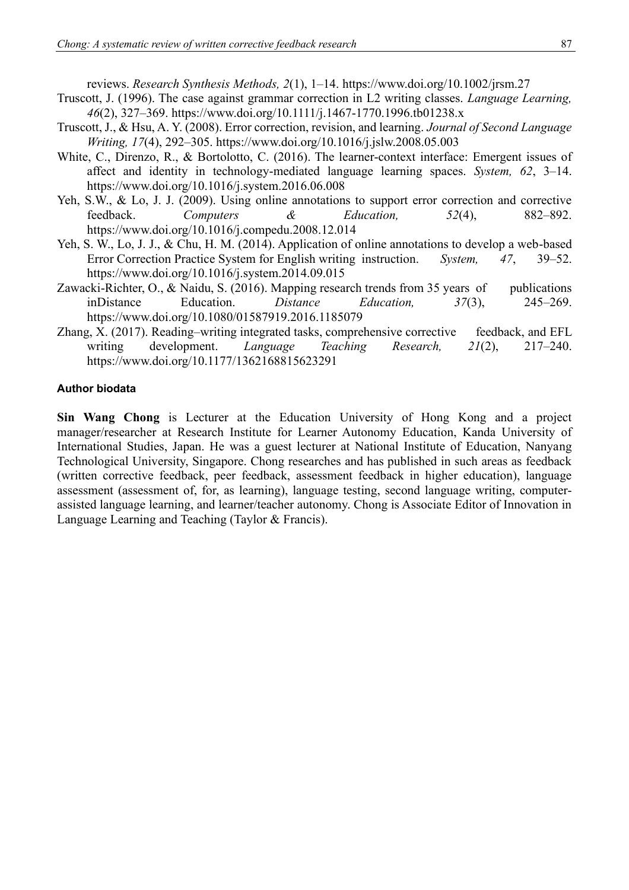reviews. *Research Synthesis Methods, 2*(1), 1–14. https://www.doi.org/10.1002/jrsm.27

Truscott, J. (1996). The case against grammar correction in L2 writing classes. *Language Learning, 46*(2), 327–369. https://www.doi.org/10.1111/j.1467-1770.1996.tb01238.x

Truscott, J., & Hsu, A. Y. (2008). Error correction, revision, and learning. *Journal of Second Language Writing, 17*(4), 292–305. https://www.doi.org/10.1016/j.jslw.2008.05.003

White, C., Direnzo, R., & Bortolotto, C. (2016). The learner-context interface: Emergent issues of affect and identity in technology-mediated language learning spaces. *System, 62*, 3–14. https://www.doi.org/10.1016/j.system.2016.06.008

Yeh, S.W., & Lo, J. J. (2009). Using online annotations to support error correction and corrective feedback. *Computers & Education, 52*(4), 882–892. https://www.doi.org/10.1016/j.compedu.2008.12.014

Yeh, S. W., Lo, J. J., & Chu, H. M. (2014). Application of online annotations to develop a web-based Error Correction Practice System for English writing instruction. *System, 47*, 39–52. https://www.doi.org/10.1016/j.system.2014.09.015

Zawacki-Richter, O., & Naidu, S. (2016). Mapping research trends from 35 years of publications inDistance Education. *Distance Education, 37*(3), 245–269. https://www.doi.org/10.1080/01587919.2016.1185079

Zhang, X. (2017). Reading–writing integrated tasks, comprehensive corrective feedback, and EFL writing development. *Language Teaching Research, 21*(2), 217–240. https://www.doi.org/10.1177/1362168815623291

### Author biodata

**Sin Wang Chong** is Lecturer at the Education University of Hong Kong and a project manager/researcher at Research Institute for Learner Autonomy Education, Kanda University of International Studies, Japan. He was a guest lecturer at National Institute of Education, Nanyang Technological University, Singapore. Chong researches and has published in such areas as feedback (written corrective feedback, peer feedback, assessment feedback in higher education), language assessment (assessment of, for, as learning), language testing, second language writing, computer-assisted language learning, and learner/teacher autonomy. Chong is Associate Editor of Innovation in Language Learning and Teaching (Taylor & Francis).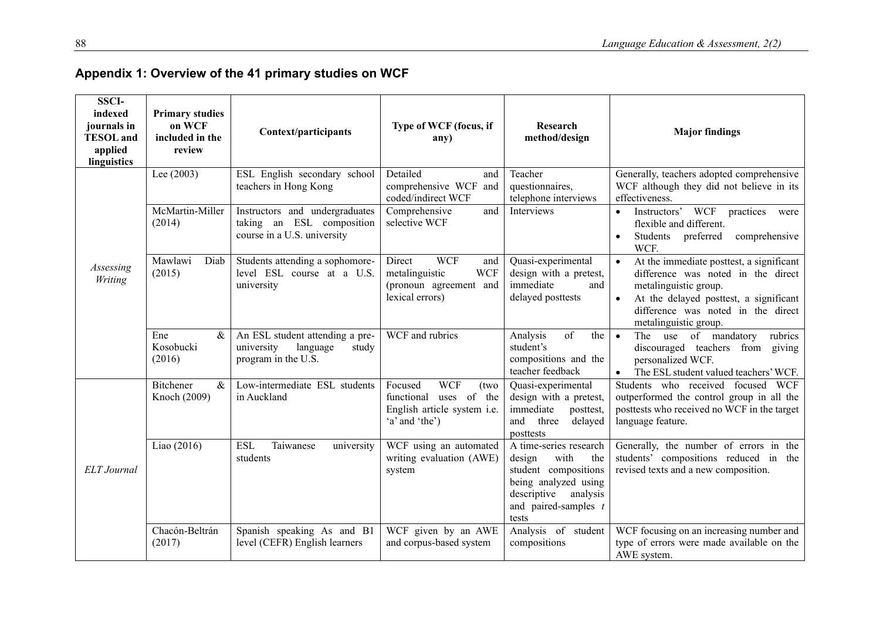## Appendix 1: Overview of the 41 primary studies on WCF

| SSCI-indexed journals in TESOL and applied linguistics | Primary studies on WCF included in the review | Context/participants | Type of WCF (focus, if any) | Research method/design | Major findings |
|---|---|---|---|---|---|
| *Assessing Writing* | Lee (2003) | ESL English secondary school teachers in Hong Kong | Detailed and comprehensive WCF and coded/indirect WCF | Teacher questionnaires, telephone interviews | Generally, teachers adopted comprehensive WCF although they did not believe in its effectiveness. |
| | McMartin-Miller (2014) | Instructors and undergraduates taking an ESL composition course in a U.S. university | Comprehensive and selective WCF | Interviews | • Instructors' WCF practices were flexible and different. • Students preferred comprehensive WCF. |
| | Mawlawi Diab (2015) | Students attending a sophomore-level ESL course at a U.S. university | Direct WCF and metalinguistic WCF (pronoun agreement and lexical errors) | Quasi-experimental design with a pretest, immediate and delayed posttests | • At the immediate posttest, a significant difference was noted in the direct metalinguistic group. • At the delayed posttest, a significant difference was noted in the direct metalinguistic group. |
| | Ene & Kosobucki (2016) | An ESL student attending a pre-university language study program in the U.S. | WCF and rubrics | Analysis of the student's compositions and the teacher feedback | • The use of mandatory rubrics discouraged teachers from giving personalized WCF. • The ESL student valued teachers' WCF. |
| *ELT Journal* | Bitchener & Knoch (2009) | Low-intermediate ESL students in Auckland | Focused WCF (two functional uses of the English article system i.e. 'a' and 'the') | Quasi-experimental design with a pretest, immediate posttest, and three delayed posttests | Students who received focused WCF outperformed the control group in all the posttests who received no WCF in the target language feature. |
| | Liao (2016) | ESL Taiwanese university students | WCF using an automated writing evaluation (AWE) system | A time-series research design with the student compositions being analyzed using descriptive analysis and paired-samples *t* tests | Generally, the number of errors in the students' compositions reduced in the revised texts and a new composition. |
| | Chacón-Beltrán (2017) | Spanish speaking As and B1 level (CEFR) English learners | WCF given by an AWE and corpus-based system | Analysis of student compositions | WCF focusing on an increasing number and type of errors were made available on the AWE system. |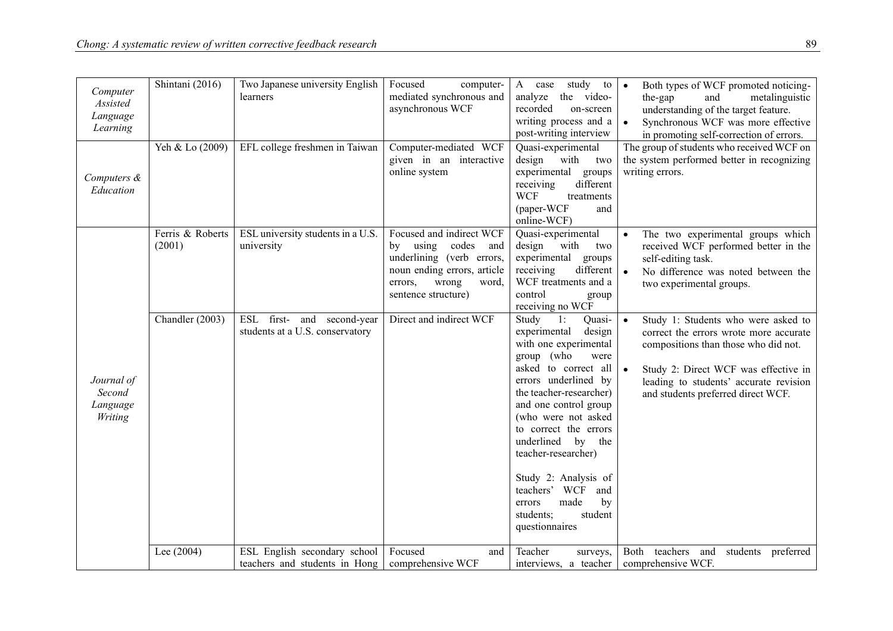| | | | | | |
|---|---|---|---|---|---|
| *Computer Assisted Language Learning* | Shintani (2016) | Two Japanese university English learners | Focused computer-mediated synchronous and asynchronous WCF | A case study to analyze the video-recorded on-screen writing process and a post-writing interview | • Both types of WCF promoted noticing-the-gap and metalinguistic understanding of the target feature.<br>• Synchronous WCF was more effective in promoting self-correction of errors. |
| *Computers & Education* | Yeh & Lo (2009) | EFL college freshmen in Taiwan | Computer-mediated WCF given in an interactive online system | Quasi-experimental design with two experimental groups receiving different WCF treatments (paper-WCF and online-WCF) | The group of students who received WCF on the system performed better in recognizing writing errors. |
| *Journal of Second Language Writing* | Ferris & Roberts (2001) | ESL university students in a U.S. university | Focused and indirect WCF by using codes and underlining (verb errors, noun ending errors, article errors, wrong word, sentence structure) | Quasi-experimental design with two experimental groups receiving different WCF treatments and a control group receiving no WCF | • The two experimental groups which received WCF performed better in the self-editing task.<br>• No difference was noted between the two experimental groups. |
| | Chandler (2003) | ESL first- and second-year students at a U.S. conservatory | Direct and indirect WCF | Study 1: Quasi-experimental design with one experimental group (who were asked to correct all errors underlined by the teacher-researcher) and one control group (who were not asked to correct the errors underlined by the teacher-researcher)<br><br>Study 2: Analysis of teachers' WCF and errors made by students; student questionnaires | • Study 1: Students who were asked to correct the errors wrote more accurate compositions than those who did not.<br>• Study 2: Direct WCF was effective in leading to students' accurate revision and students preferred direct WCF. |
| | Lee (2004) | ESL English secondary school teachers and students in Hong | Focused and comprehensive WCF | Teacher surveys, interviews, a teacher | Both teachers and students preferred comprehensive WCF. |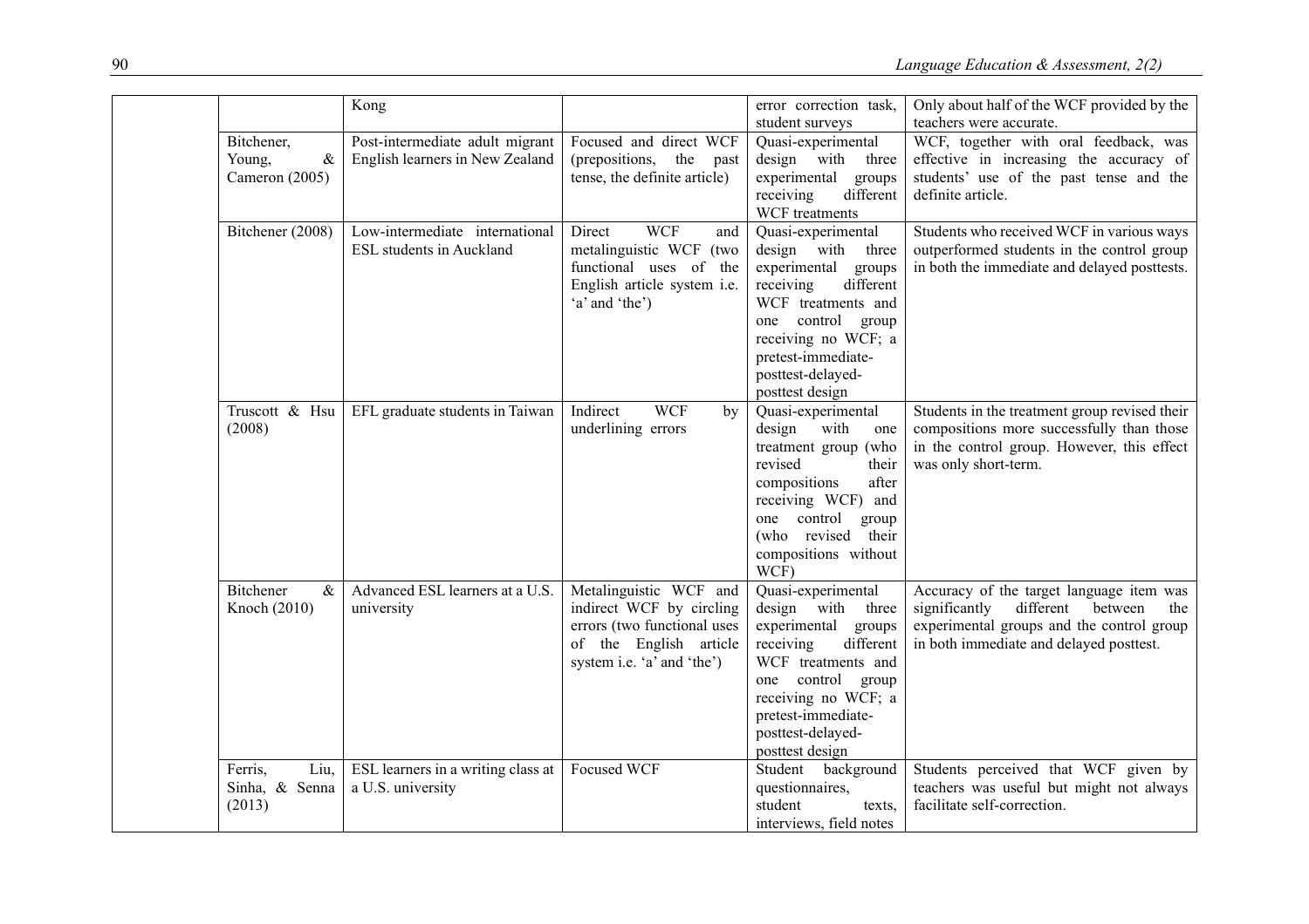| | | | | | |
|---|---|---|---|---|---|
| | | Kong | | error correction task, student surveys | Only about half of the WCF provided by the teachers were accurate. |
| | Bitchener, Young, & Cameron (2005) | Post-intermediate adult migrant English learners in New Zealand | Focused and direct WCF (prepositions, the past tense, the definite article) | Quasi-experimental design with three experimental groups receiving different WCF treatments | WCF, together with oral feedback, was effective in increasing the accuracy of students' use of the past tense and the definite article. |
| | Bitchener (2008) | Low-intermediate international ESL students in Auckland | Direct WCF and metalinguistic WCF (two functional uses of the English article system i.e. 'a' and 'the') | Quasi-experimental design with three experimental groups receiving different WCF treatments and one control group receiving no WCF; a pretest-immediate-posttest-delayed-posttest design | Students who received WCF in various ways outperformed students in the control group in both the immediate and delayed posttests. |
| | Truscott & Hsu (2008) | EFL graduate students in Taiwan | Indirect WCF by underlining errors | Quasi-experimental design with one treatment group (who revised their compositions after receiving WCF) and one control group (who revised their compositions without WCF) | Students in the treatment group revised their compositions more successfully than those in the control group. However, this effect was only short-term. |
| | Bitchener & Knoch (2010) | Advanced ESL learners at a U.S. university | Metalinguistic WCF and indirect WCF by circling errors (two functional uses of the English article system i.e. 'a' and 'the') | Quasi-experimental design with three experimental groups receiving different WCF treatments and one control group receiving no WCF; a pretest-immediate-posttest-delayed-posttest design | Accuracy of the target language item was significantly different between the experimental groups and the control group in both immediate and delayed posttest. |
| | Ferris, Liu, Sinha, & Senna (2013) | ESL learners in a writing class at a U.S. university | Focused WCF | Student background questionnaires, student texts, interviews, field notes | Students perceived that WCF given by teachers was useful but might not always facilitate self-correction. |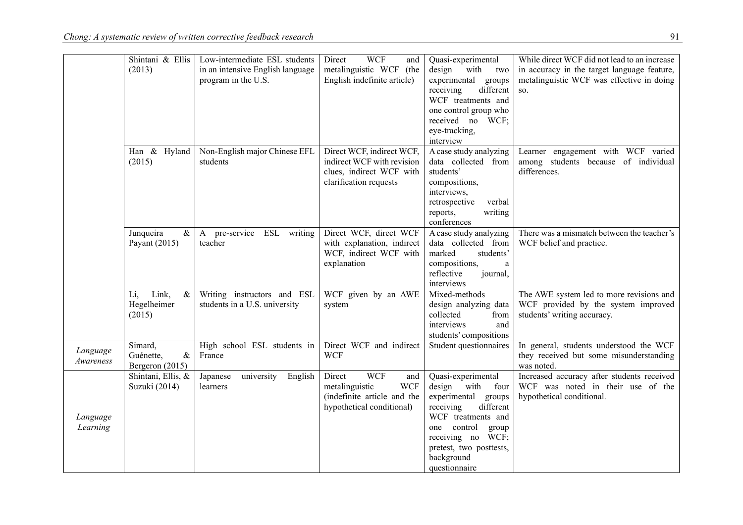| | Shintani & Ellis (2013) | Low-intermediate ESL students in an intensive English language program in the U.S. | Direct WCF and metalinguistic WCF (the English indefinite article) | Quasi-experimental design with two experimental groups receiving different WCF treatments and one control group who received no WCF; eye-tracking, interview | While direct WCF did not lead to an increase in accuracy in the target language feature, metalinguistic WCF was effective in doing so. |
|---|---|---|---|---|---|
| | Han & Hyland (2015) | Non-English major Chinese EFL students | Direct WCF, indirect WCF, indirect WCF with revision clues, indirect WCF with clarification requests | A case study analyzing data collected from students' compositions, interviews, retrospective verbal reports, writing conferences | Learner engagement with WCF varied among students because of individual differences. |
| | Junqueira & Payant (2015) | A pre-service ESL writing teacher | Direct WCF, direct WCF with explanation, indirect WCF, indirect WCF with explanation | A case study analyzing data collected from marked students' compositions, a reflective journal, interviews | There was a mismatch between the teacher's WCF belief and practice. |
| | Li, Link, & Hegelheimer (2015) | Writing instructors and ESL students in a U.S. university | WCF given by an AWE system | Mixed-methods design analyzing data collected from interviews and students' compositions | The AWE system led to more revisions and WCF provided by the system improved students' writing accuracy. |
| *Language Awareness* | Simard, Guénette, & Bergeron (2015) | High school ESL students in France | Direct WCF and indirect WCF | Student questionnaires | In general, students understood the WCF they received but some misunderstanding was noted. |
| *Language Learning* | Shintani, Ellis, & Suzuki (2014) | Japanese university English learners | Direct WCF and metalinguistic WCF (indefinite article and the hypothetical conditional) | Quasi-experimental design with four experimental groups receiving different WCF treatments and one control group receiving no WCF; pretest, two posttests, background questionnaire | Increased accuracy after students received WCF was noted in their use of the hypothetical conditional. |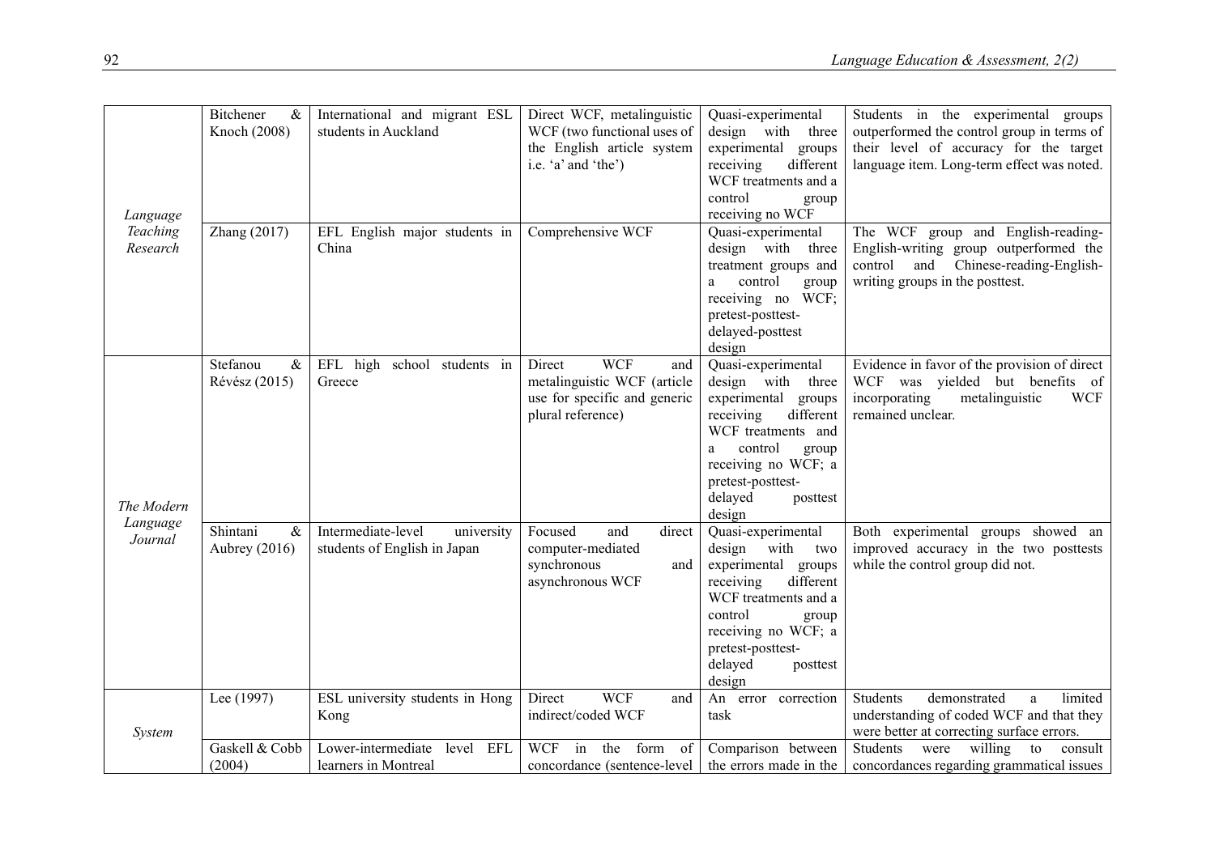| | | | | | |
|---|---|---|---|---|---|
| *Language Teaching Research* | Bitchener & Knoch (2008) | International and migrant ESL students in Auckland | Direct WCF, metalinguistic WCF (two functional uses of the English article system i.e. 'a' and 'the') | Quasi-experimental design with three experimental groups receiving different WCF treatments and a control group receiving no WCF | Students in the experimental groups outperformed the control group in terms of their level of accuracy for the target language item. Long-term effect was noted. |
| | Zhang (2017) | EFL English major students in China | Comprehensive WCF | Quasi-experimental design with three treatment groups and a control group receiving no WCF; pretest-posttest-delayed-posttest design | The WCF group and English-reading-English-writing group outperformed the control and Chinese-reading-English-writing groups in the posttest. |
| *The Modern Language Journal* | Stefanou & Révész (2015) | EFL high school students in Greece | Direct WCF and metalinguistic WCF (article use for specific and generic plural reference) | Quasi-experimental design with three experimental groups receiving different WCF treatments and a control group receiving no WCF; a pretest-posttest-delayed posttest design | Evidence in favor of the provision of direct WCF was yielded but benefits of incorporating metalinguistic WCF remained unclear. |
| | Shintani & Aubrey (2016) | Intermediate-level university students of English in Japan | Focused and direct computer-mediated synchronous and asynchronous WCF | Quasi-experimental design with two experimental groups receiving different WCF treatments and a control group receiving no WCF; a pretest-posttest-delayed posttest design | Both experimental groups showed an improved accuracy in the two posttests while the control group did not. |
| *System* | Lee (1997) | ESL university students in Hong Kong | Direct WCF and indirect/coded WCF | An error correction task | Students demonstrated a limited understanding of coded WCF and that they were better at correcting surface errors. |
| | Gaskell & Cobb (2004) | Lower-intermediate level EFL learners in Montreal | WCF in the form of concordance (sentence-level | Comparison between the errors made in the | Students were willing to consult concordances regarding grammatical issues |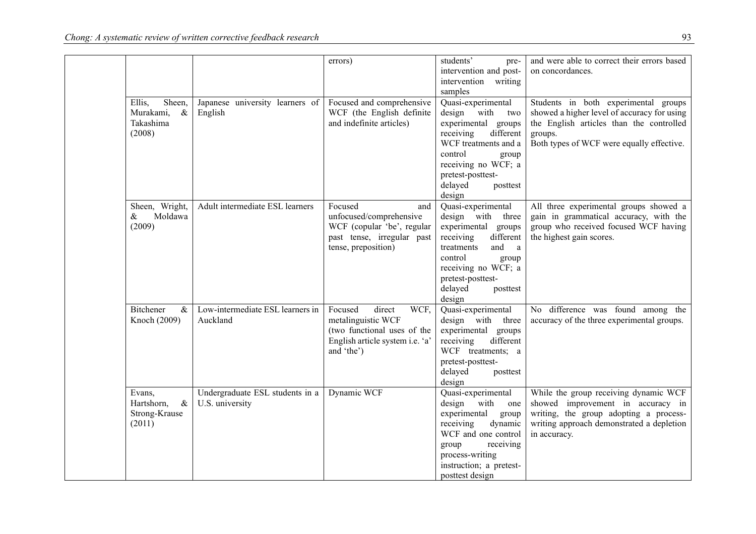| | | | | |
|---|---|---|---|---|
| | | errors) | students' pre-intervention and post-intervention writing samples | and were able to correct their errors based on concordances. |
| | Ellis, Sheen, Murakami, & Takashima (2008) | Japanese university learners of English | Focused and comprehensive WCF (the English definite and indefinite articles) | Quasi-experimental design with two experimental groups receiving different WCF treatments and a control group receiving no WCF; a pretest-posttest-delayed posttest design | Students in both experimental groups showed a higher level of accuracy for using the English articles than the controlled groups.<br>Both types of WCF were equally effective. |
| | Sheen, Wright, & Moldawa (2009) | Adult intermediate ESL learners | Focused and unfocused/comprehensive WCF (copular 'be', regular past tense, irregular past tense, preposition) | Quasi-experimental design with three experimental groups receiving different treatments and a control group receiving no WCF; a pretest-posttest-delayed posttest design | All three experimental groups showed a gain in grammatical accuracy, with the group who received focused WCF having the highest gain scores. |
| | Bitchener & Knoch (2009) | Low-intermediate ESL learners in Auckland | Focused direct WCF, metalinguistic WCF (two functional uses of the English article system i.e. 'a' and 'the') | Quasi-experimental design with three experimental groups receiving different WCF treatments; a pretest-posttest-delayed posttest design | No difference was found among the accuracy of the three experimental groups. |
| | Evans, Hartshorn, & Strong-Krause (2011) | Undergraduate ESL students in a U.S. university | Dynamic WCF | Quasi-experimental design with one experimental group receiving dynamic WCF and one control group receiving process-writing instruction; a pretest-posttest design | While the group receiving dynamic WCF showed improvement in accuracy in writing, the group adopting a process-writing approach demonstrated a depletion in accuracy. |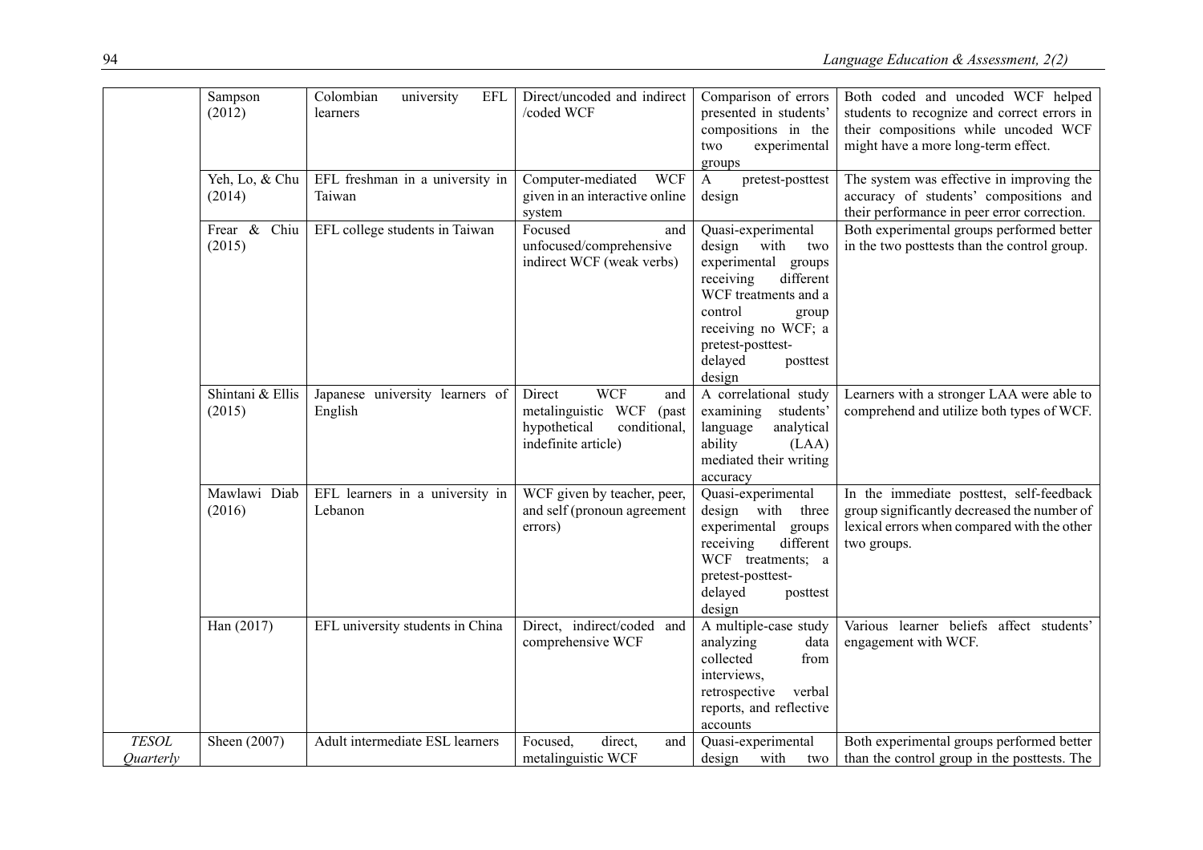| | | | | | |
|---|---|---|---|---|---|
| | Sampson (2012) | Colombian university EFL learners | Direct/uncoded and indirect /coded WCF | Comparison of errors presented in students' compositions in the two experimental groups | Both coded and uncoded WCF helped students to recognize and correct errors in their compositions while uncoded WCF might have a more long-term effect. |
| | Yeh, Lo, & Chu (2014) | EFL freshman in a university in Taiwan | Computer-mediated WCF given in an interactive online system | A pretest-posttest design | The system was effective in improving the accuracy of students' compositions and their performance in peer error correction. |
| | Frear & Chiu (2015) | EFL college students in Taiwan | Focused and unfocused/comprehensive indirect WCF (weak verbs) | Quasi-experimental design with two experimental groups receiving different WCF treatments and a control group receiving no WCF; a pretest-posttest-delayed posttest design | Both experimental groups performed better in the two posttests than the control group. |
| | Shintani & Ellis (2015) | Japanese university learners of English | Direct WCF and metalinguistic WCF (past hypothetical conditional, indefinite article) | A correlational study examining students' language analytical ability (LAA) mediated their writing accuracy | Learners with a stronger LAA were able to comprehend and utilize both types of WCF. |
| | Mawlawi Diab (2016) | EFL learners in a university in Lebanon | WCF given by teacher, peer, and self (pronoun agreement errors) | Quasi-experimental design with three experimental groups receiving different WCF treatments; a pretest-posttest-delayed posttest design | In the immediate posttest, self-feedback group significantly decreased the number of lexical errors when compared with the other two groups. |
| | Han (2017) | EFL university students in China | Direct, indirect/coded and comprehensive WCF | A multiple-case study analyzing data collected from interviews, retrospective verbal reports, and reflective accounts | Various learner beliefs affect students' engagement with WCF. |
| *TESOL Quarterly* | Sheen (2007) | Adult intermediate ESL learners | Focused, direct, and metalinguistic WCF | Quasi-experimental design with two | Both experimental groups performed better than the control group in the posttests. The |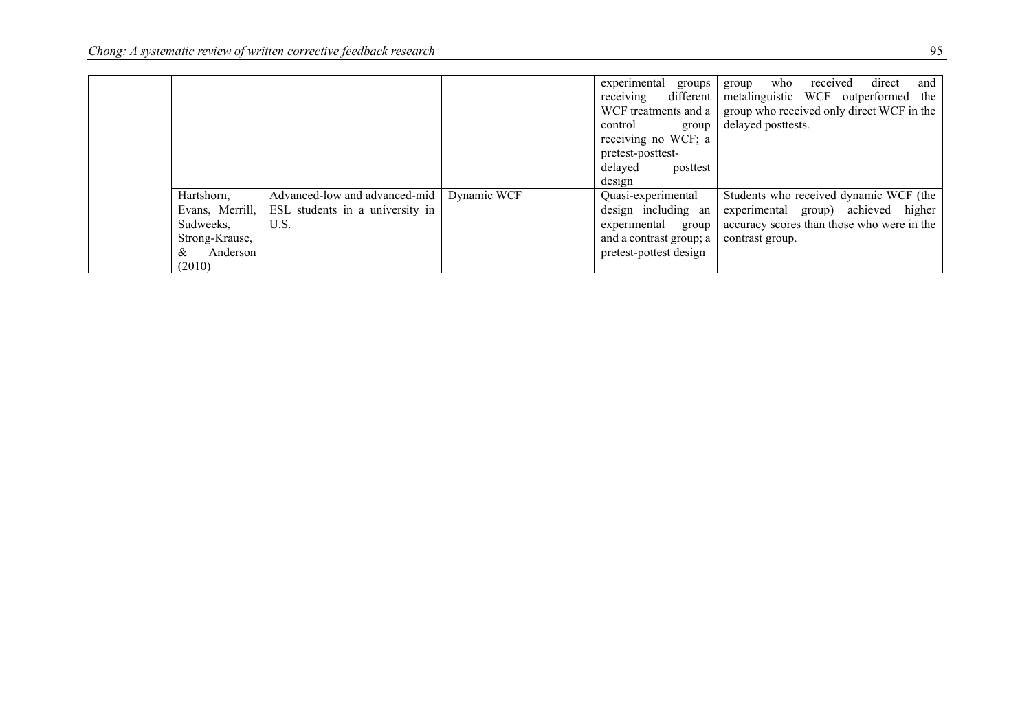| | | | | | |
|---|---|---|---|---|---|
| | | | | experimental groups receiving different WCF treatments and a control group receiving no WCF; a pretest-posttest-delayed posttest design | group who received direct and metalinguistic WCF outperformed the group who received only direct WCF in the delayed posttests. |
| | Hartshorn, Evans, Merrill, Sudweeks, Strong-Krause, & Anderson (2010) | Advanced-low and advanced-mid ESL students in a university in U.S. | Dynamic WCF | Quasi-experimental design including an experimental group and a contrast group; a pretest-pottest design | Students who received dynamic WCF (the experimental group) achieved higher accuracy scores than those who were in the contrast group. |